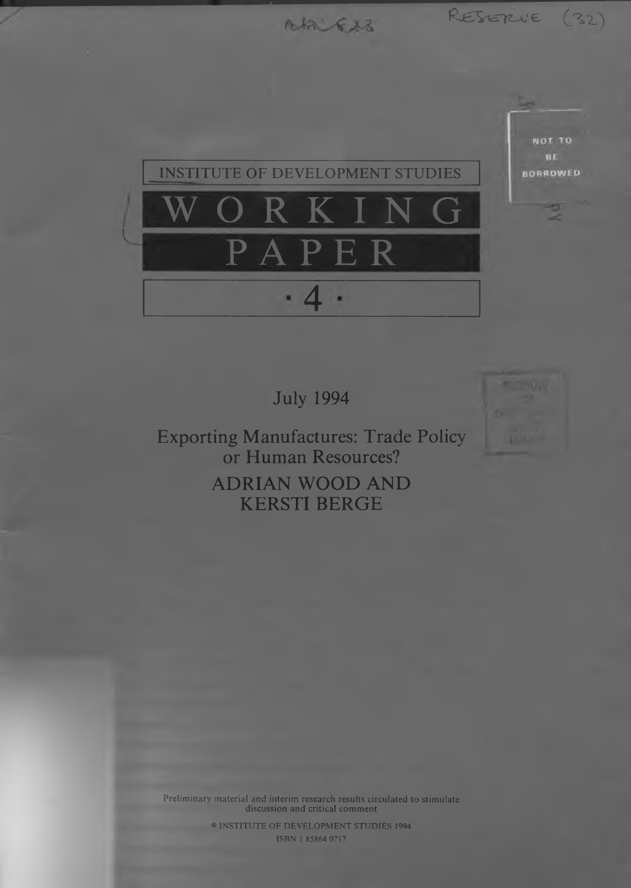INSTITUTE OF DEVELOPMENT STUDIES

# WORKING PAPER

# 4

July 1994

## Exporting Manufactures: Trade Policy or Human Resources?

### ADRIAN WOOD AND KERSTI BERGE

Preliminary material and interim research results circulated to stimulate discussion and critical comment

© INSTITUTE OF DEVELOPMENT STUDIES 1994
ISBN 1 85864 0717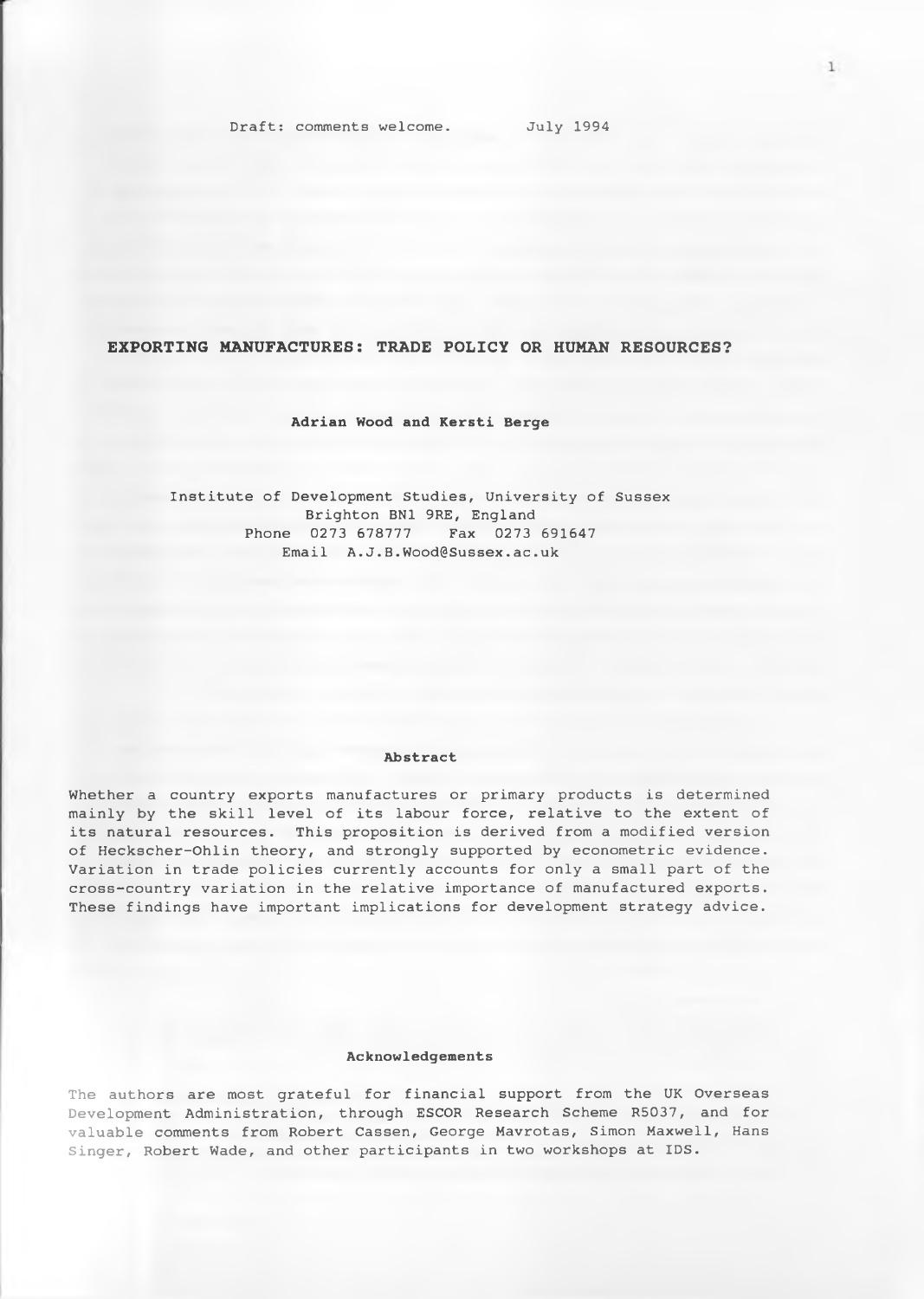Draft: comments welcome. July 1994

# EXPORTING MANUFACTURES: TRADE POLICY OR HUMAN RESOURCES?

**Adrian Wood and Kersti Berge**

Institute of Development Studies, University of Sussex
Brighton BN1 9RE, England
Phone 0273 678777 Fax 0273 691647
Email A.J.B.Wood@Sussex.ac.uk

## Abstract

Whether a country exports manufactures or primary products is determined mainly by the skill level of its labour force, relative to the extent of its natural resources. This proposition is derived from a modified version of Heckscher-Ohlin theory, and strongly supported by econometric evidence. Variation in trade policies currently accounts for only a small part of the cross-country variation in the relative importance of manufactured exports. These findings have important implications for development strategy advice.

## Acknowledgements

The authors are most grateful for financial support from the UK Overseas Development Administration, through ESCOR Research Scheme R5037, and for valuable comments from Robert Cassen, George Mavrotas, Simon Maxwell, Hans Singer, Robert Wade, and other participants in two workshops at IDS.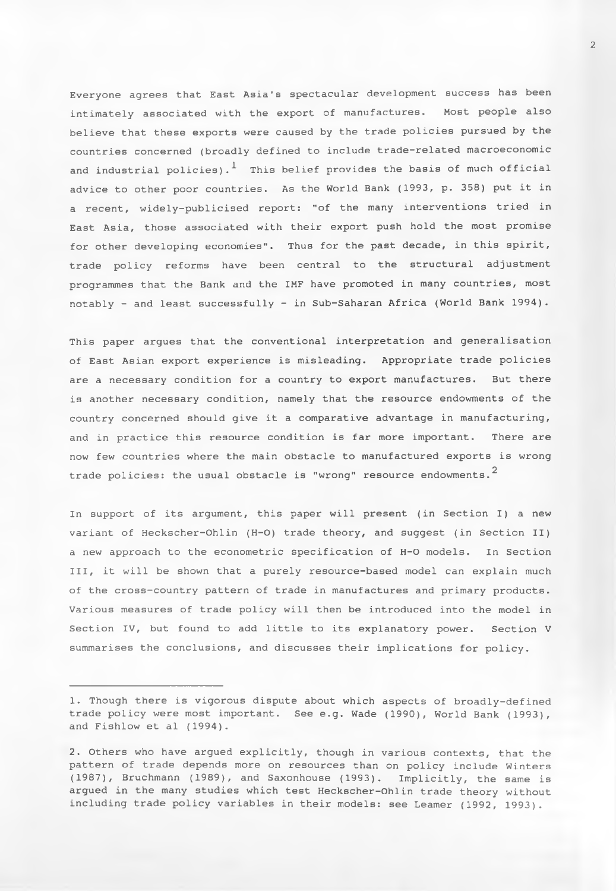Everyone agrees that East Asia's spectacular development success has been intimately associated with the export of manufactures. Most people also believe that these exports were caused by the trade policies pursued by the countries concerned (broadly defined to include trade-related macroeconomic and industrial policies).[1] This belief provides the basis of much official advice to other poor countries. As the World Bank (1993, p. 358) put it in a recent, widely-publicised report: "of the many interventions tried in East Asia, those associated with their export push hold the most promise for other developing economies". Thus for the past decade, in this spirit, trade policy reforms have been central to the structural adjustment programmes that the Bank and the IMF have promoted in many countries, most notably - and least successfully - in Sub-Saharan Africa (World Bank 1994).

This paper argues that the conventional interpretation and generalisation of East Asian export experience is misleading. Appropriate trade policies are a necessary condition for a country to export manufactures. But there is another necessary condition, namely that the resource endowments of the country concerned should give it a comparative advantage in manufacturing, and in practice this resource condition is far more important. There are now few countries where the main obstacle to manufactured exports is wrong trade policies: the usual obstacle is "wrong" resource endowments.[2]

In support of its argument, this paper will present (in Section I) a new variant of Heckscher-Ohlin (H-O) trade theory, and suggest (in Section II) a new approach to the econometric specification of H-O models. In Section III, it will be shown that a purely resource-based model can explain much of the cross-country pattern of trade in manufactures and primary products. Various measures of trade policy will then be introduced into the model in Section IV, but found to add little to its explanatory power. Section V summarises the conclusions, and discusses their implications for policy.

---

1. Though there is vigorous dispute about which aspects of broadly-defined trade policy were most important. See e.g. Wade (1990), World Bank (1993), and Fishlow et al (1994).

2. Others who have argued explicitly, though in various contexts, that the pattern of trade depends more on resources than on policy include Winters (1987), Bruchmann (1989), and Saxonhouse (1993). Implicitly, the same is argued in the many studies which test Heckscher-Ohlin trade theory without including trade policy variables in their models: see Leamer (1992, 1993).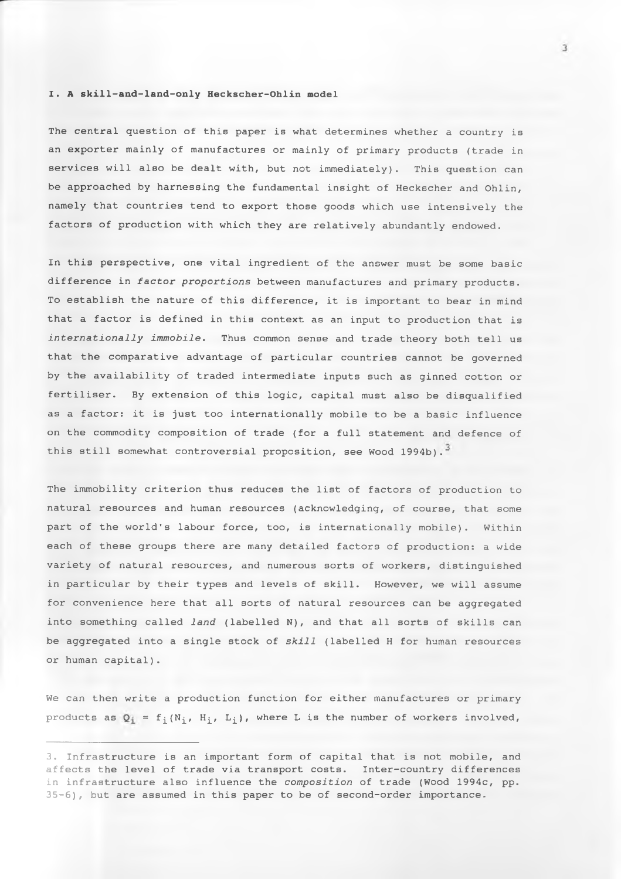## I. A skill-and-land-only Heckscher-Ohlin model

The central question of this paper is what determines whether a country is an exporter mainly of manufactures or mainly of primary products (trade in services will also be dealt with, but not immediately). This question can be approached by harnessing the fundamental insight of Heckscher and Ohlin, namely that countries tend to export those goods which use intensively the factors of production with which they are relatively abundantly endowed.

In this perspective, one vital ingredient of the answer must be some basic difference in *factor proportions* between manufactures and primary products. To establish the nature of this difference, it is important to bear in mind that a factor is defined in this context as an input to production that is *internationally immobile*. Thus common sense and trade theory both tell us that the comparative advantage of particular countries cannot be governed by the availability of traded intermediate inputs such as ginned cotton or fertiliser. By extension of this logic, capital must also be disqualified as a factor: it is just too internationally mobile to be a basic influence on the commodity composition of trade (for a full statement and defence of this still somewhat controversial proposition, see Wood 1994b).[3]

The immobility criterion thus reduces the list of factors of production to natural resources and human resources (acknowledging, of course, that some part of the world's labour force, too, is internationally mobile). Within each of these groups there are many detailed factors of production: a wide variety of natural resources, and numerous sorts of workers, distinguished in particular by their types and levels of skill. However, we will assume for convenience here that all sorts of natural resources can be aggregated into something called *land* (labelled N), and that all sorts of skills can be aggregated into a single stock of *skill* (labelled H for human resources or human capital).

We can then write a production function for either manufactures or primary products as $Q_i = f_i(N_i, H_i, L_i)$, where L is the number of workers involved,

---

3. Infrastructure is an important form of capital that is not mobile, and affects the level of trade via transport costs. Inter-country differences in infrastructure also influence the *composition* of trade (Wood 1994c, pp. 35-6), but are assumed in this paper to be of second-order importance.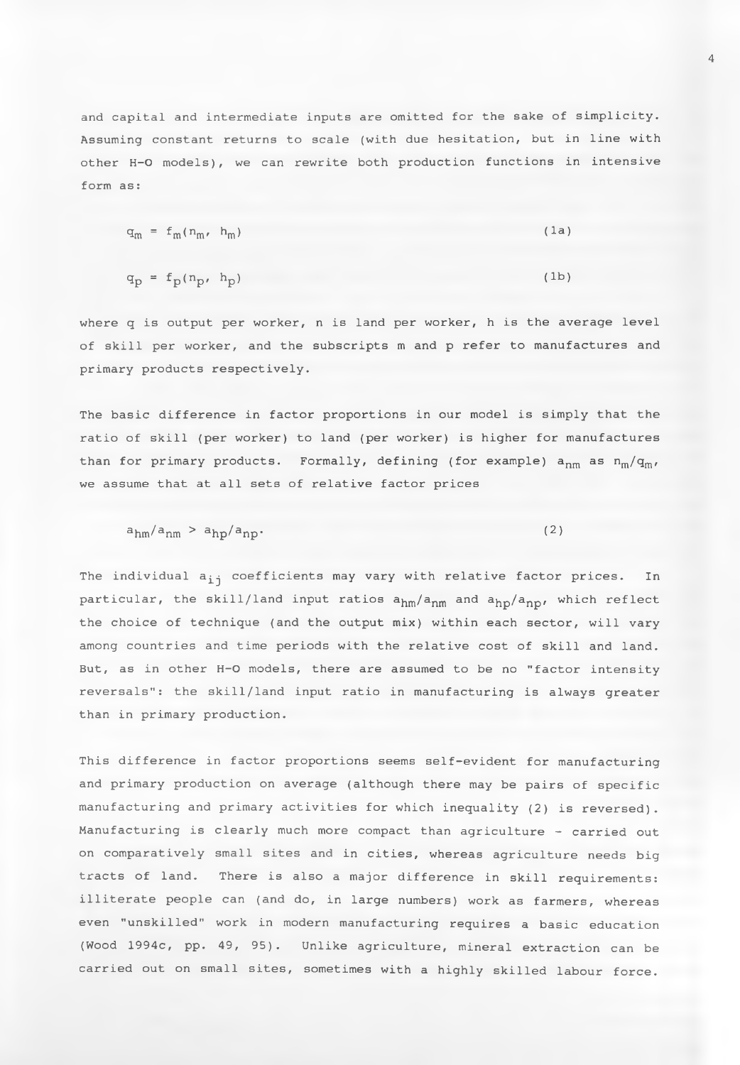and capital and intermediate inputs are omitted for the sake of simplicity. Assuming constant returns to scale (with due hesitation, but in line with other H-O models), we can rewrite both production functions in intensive form as:

$$q_m = f_m(n_m, h_m) \tag{1a}$$

$$q_p = f_p(n_p, h_p) \tag{1b}$$

where q is output per worker, n is land per worker, h is the average level of skill per worker, and the subscripts m and p refer to manufactures and primary products respectively.

The basic difference in factor proportions in our model is simply that the ratio of skill (per worker) to land (per worker) is higher for manufactures than for primary products. Formally, defining (for example) $a_{nm}$ as $n_m/q_m$, we assume that at all sets of relative factor prices

$$a_{hm}/a_{nm} > a_{hp}/a_{np}. \tag{2}$$

The individual $a_{ij}$ coefficients may vary with relative factor prices. In particular, the skill/land input ratios $a_{hm}/a_{nm}$ and $a_{hp}/a_{np}$, which reflect the choice of technique (and the output mix) within each sector, will vary among countries and time periods with the relative cost of skill and land. But, as in other H-O models, there are assumed to be no "factor intensity reversals": the skill/land input ratio in manufacturing is always greater than in primary production.

This difference in factor proportions seems self-evident for manufacturing and primary production on average (although there may be pairs of specific manufacturing and primary activities for which inequality (2) is reversed). Manufacturing is clearly much more compact than agriculture - carried out on comparatively small sites and in cities, whereas agriculture needs big tracts of land. There is also a major difference in skill requirements: illiterate people can (and do, in large numbers) work as farmers, whereas even "unskilled" work in modern manufacturing requires a basic education (Wood 1994c, pp. 49, 95). Unlike agriculture, mineral extraction can be carried out on small sites, sometimes with a highly skilled labour force.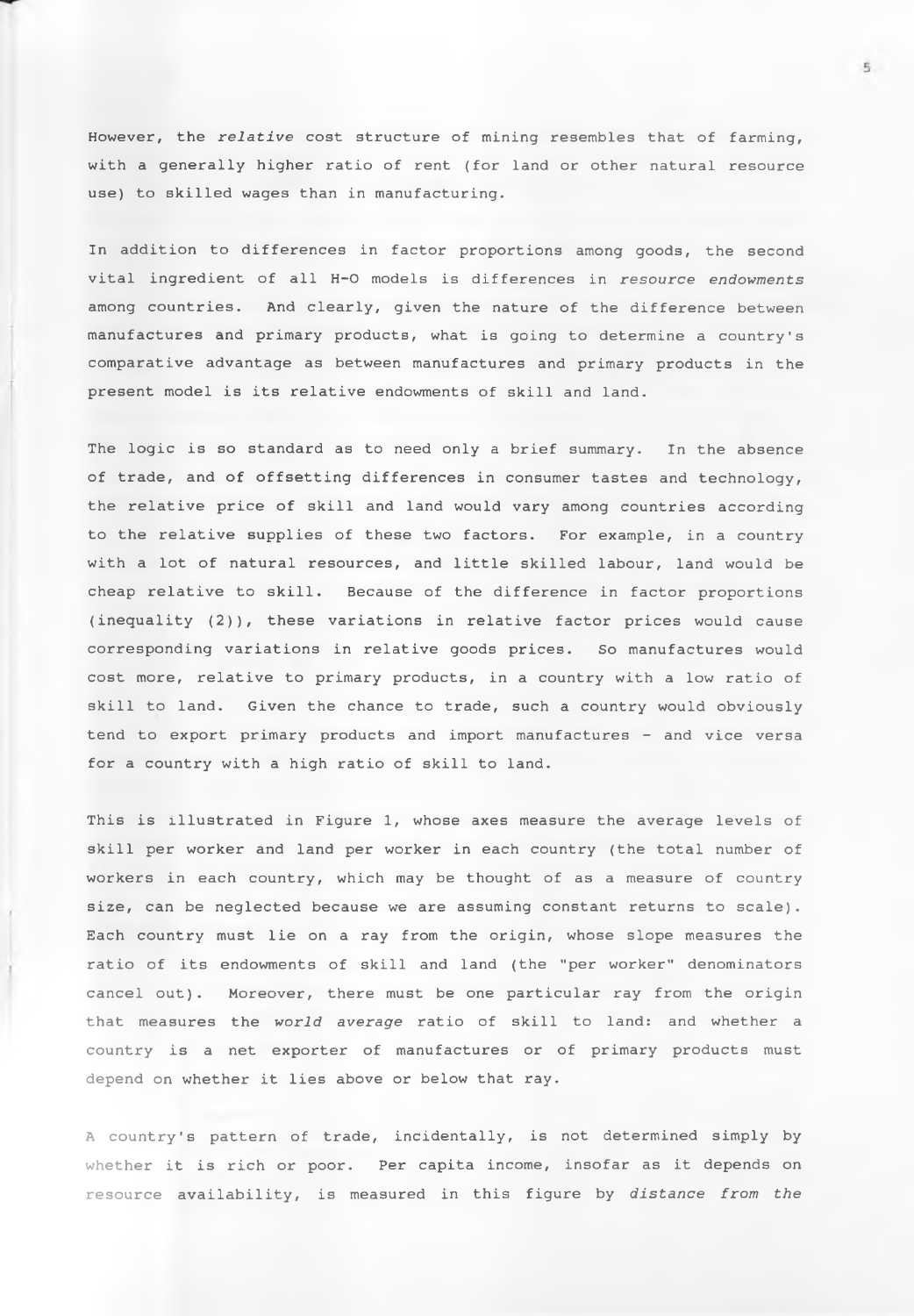However, the *relative* cost structure of mining resembles that of farming, with a generally higher ratio of rent (for land or other natural resource use) to skilled wages than in manufacturing.

In addition to differences in factor proportions among goods, the second vital ingredient of all H-O models is differences in *resource endowments* among countries. And clearly, given the nature of the difference between manufactures and primary products, what is going to determine a country's comparative advantage as between manufactures and primary products in the present model is its relative endowments of skill and land.

The logic is so standard as to need only a brief summary. In the absence of trade, and of offsetting differences in consumer tastes and technology, the relative price of skill and land would vary among countries according to the relative supplies of these two factors. For example, in a country with a lot of natural resources, and little skilled labour, land would be cheap relative to skill. Because of the difference in factor proportions (inequality (2)), these variations in relative factor prices would cause corresponding variations in relative goods prices. So manufactures would cost more, relative to primary products, in a country with a low ratio of skill to land. Given the chance to trade, such a country would obviously tend to export primary products and import manufactures - and vice versa for a country with a high ratio of skill to land.

This is illustrated in Figure 1, whose axes measure the average levels of skill per worker and land per worker in each country (the total number of workers in each country, which may be thought of as a measure of country size, can be neglected because we are assuming constant returns to scale). Each country must lie on a ray from the origin, whose slope measures the ratio of its endowments of skill and land (the "per worker" denominators cancel out). Moreover, there must be one particular ray from the origin that measures the *world average* ratio of skill to land: and whether a country is a net exporter of manufactures or of primary products must depend on whether it lies above or below that ray.

A country's pattern of trade, incidentally, is not determined simply by whether it is rich or poor. Per capita income, insofar as it depends on resource availability, is measured in this figure by *distance from the*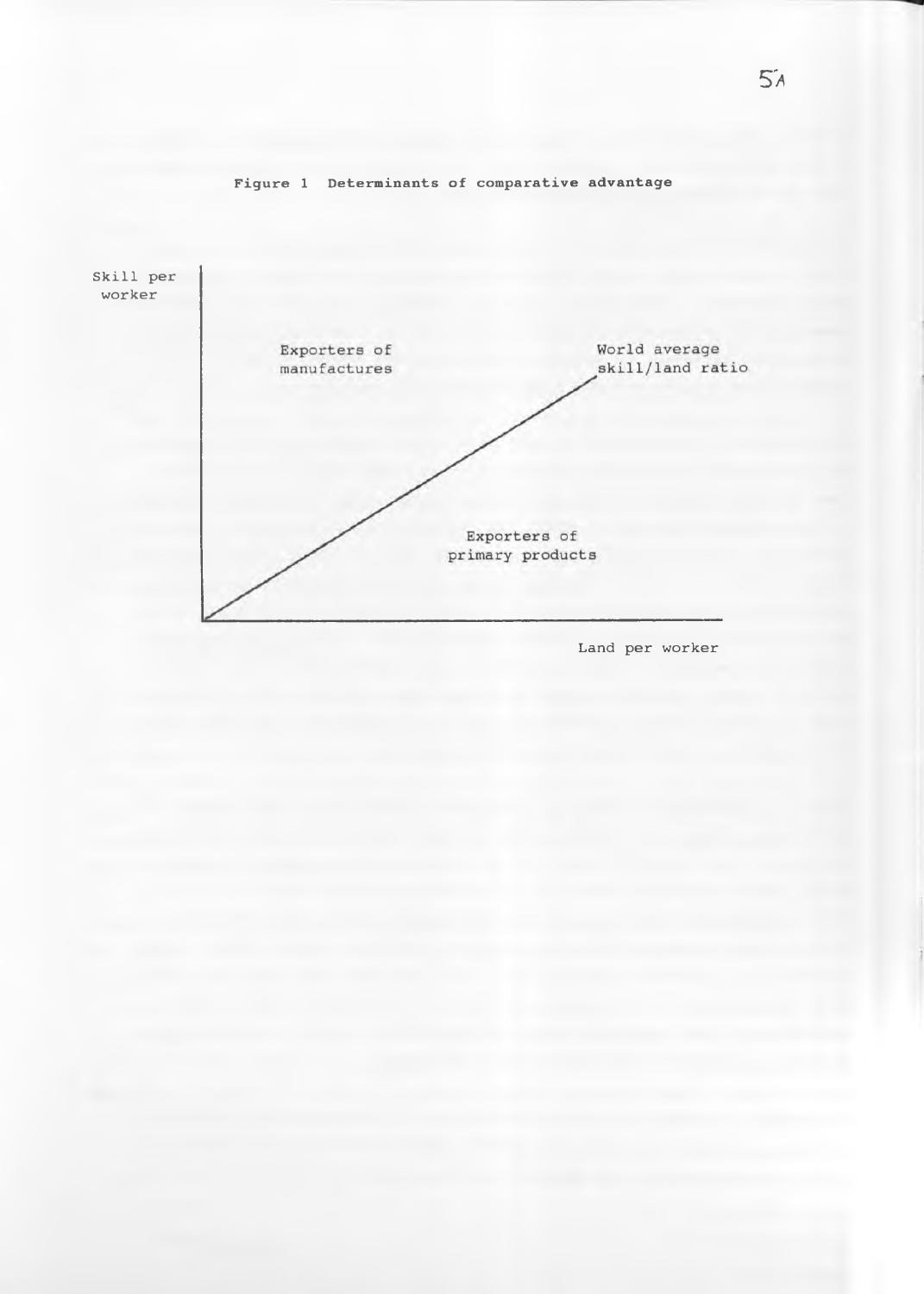**Figure 1 Determinants of comparative advantage**

Skill per worker

Exporters of manufactures

World average skill/land ratio

Exporters of primary products

Land per worker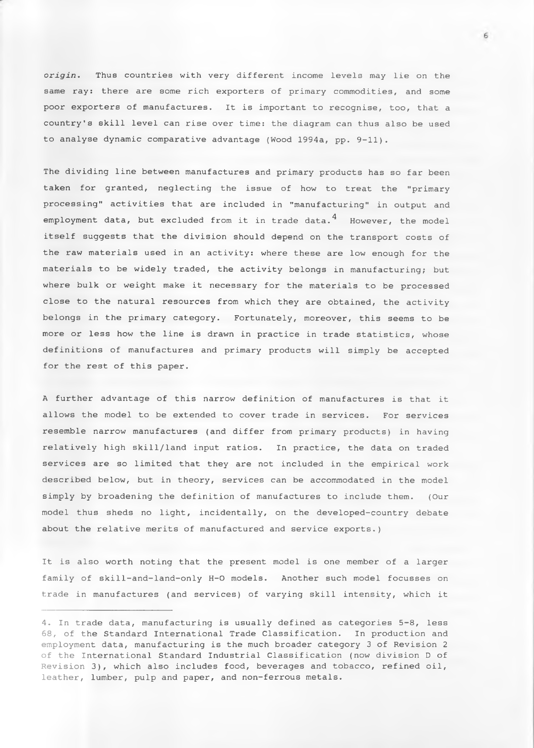*origin*. Thus countries with very different income levels may lie on the same ray: there are some rich exporters of primary commodities, and some poor exporters of manufactures. It is important to recognise, too, that a country's skill level can rise over time: the diagram can thus also be used to analyse dynamic comparative advantage (Wood 1994a, pp. 9-11).

The dividing line between manufactures and primary products has so far been taken for granted, neglecting the issue of how to treat the "primary processing" activities that are included in "manufacturing" in output and employment data, but excluded from it in trade data.[4] However, the model itself suggests that the division should depend on the transport costs of the raw materials used in an activity: where these are low enough for the materials to be widely traded, the activity belongs in manufacturing; but where bulk or weight make it necessary for the materials to be processed close to the natural resources from which they are obtained, the activity belongs in the primary category. Fortunately, moreover, this seems to be more or less how the line is drawn in practice in trade statistics, whose definitions of manufactures and primary products will simply be accepted for the rest of this paper.

A further advantage of this narrow definition of manufactures is that it allows the model to be extended to cover trade in services. For services resemble narrow manufactures (and differ from primary products) in having relatively high skill/land input ratios. In practice, the data on traded services are so limited that they are not included in the empirical work described below, but in theory, services can be accommodated in the model simply by broadening the definition of manufactures to include them. (Our model thus sheds no light, incidentally, on the developed-country debate about the relative merits of manufactured and service exports.)

It is also worth noting that the present model is one member of a larger family of skill-and-land-only H-O models. Another such model focusses on trade in manufactures (and services) of varying skill intensity, which it

---

4. In trade data, manufacturing is usually defined as categories 5-8, less 68, of the Standard International Trade Classification. In production and employment data, manufacturing is the much broader category 3 of Revision 2 of the International Standard Industrial Classification (now division D of Revision 3), which also includes food, beverages and tobacco, refined oil, leather, lumber, pulp and paper, and non-ferrous metals.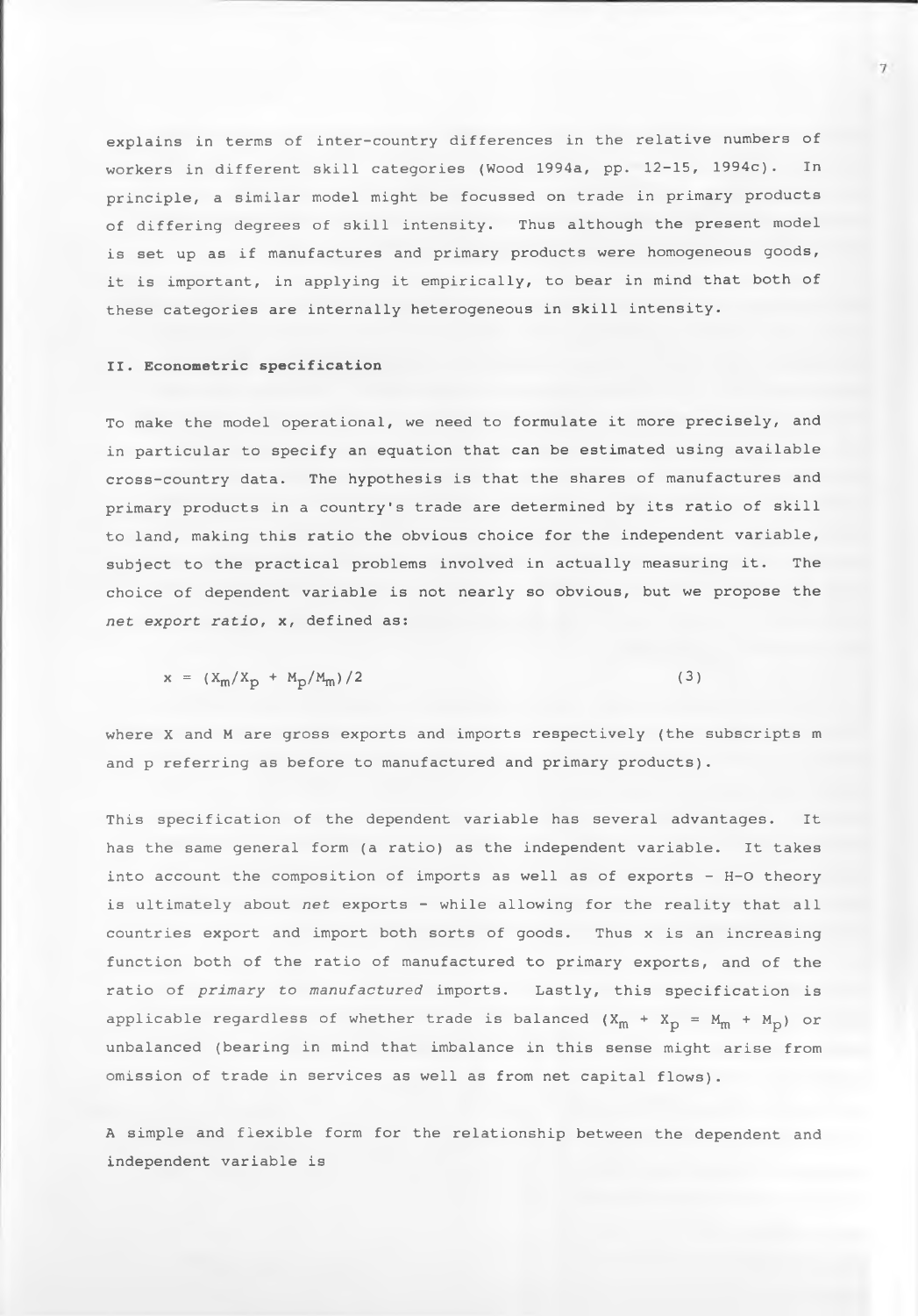explains in terms of inter-country differences in the relative numbers of workers in different skill categories (Wood 1994a, pp. 12-15, 1994c). In principle, a similar model might be focussed on trade in primary products of differing degrees of skill intensity. Thus although the present model is set up as if manufactures and primary products were homogeneous goods, it is important, in applying it empirically, to bear in mind that both of these categories are internally heterogeneous in skill intensity.

## II. Econometric specification

To make the model operational, we need to formulate it more precisely, and in particular to specify an equation that can be estimated using available cross-country data. The hypothesis is that the shares of manufactures and primary products in a country's trade are determined by its ratio of skill to land, making this ratio the obvious choice for the independent variable, subject to the practical problems involved in actually measuring it. The choice of dependent variable is not nearly so obvious, but we propose the *net export ratio*, x, defined as:

$$x = (X_m/X_p + M_p/M_m)/2 \qquad (3)$$

where X and M are gross exports and imports respectively (the subscripts m and p referring as before to manufactured and primary products).

This specification of the dependent variable has several advantages. It has the same general form (a ratio) as the independent variable. It takes into account the composition of imports as well as of exports - H-O theory is ultimately about *net* exports - while allowing for the reality that all countries export and import both sorts of goods. Thus x is an increasing function both of the ratio of manufactured to primary exports, and of the ratio of *primary to manufactured* imports. Lastly, this specification is applicable regardless of whether trade is balanced ($X_m + X_p = M_m + M_p$) or unbalanced (bearing in mind that imbalance in this sense might arise from omission of trade in services as well as from net capital flows).

A simple and flexible form for the relationship between the dependent and independent variable is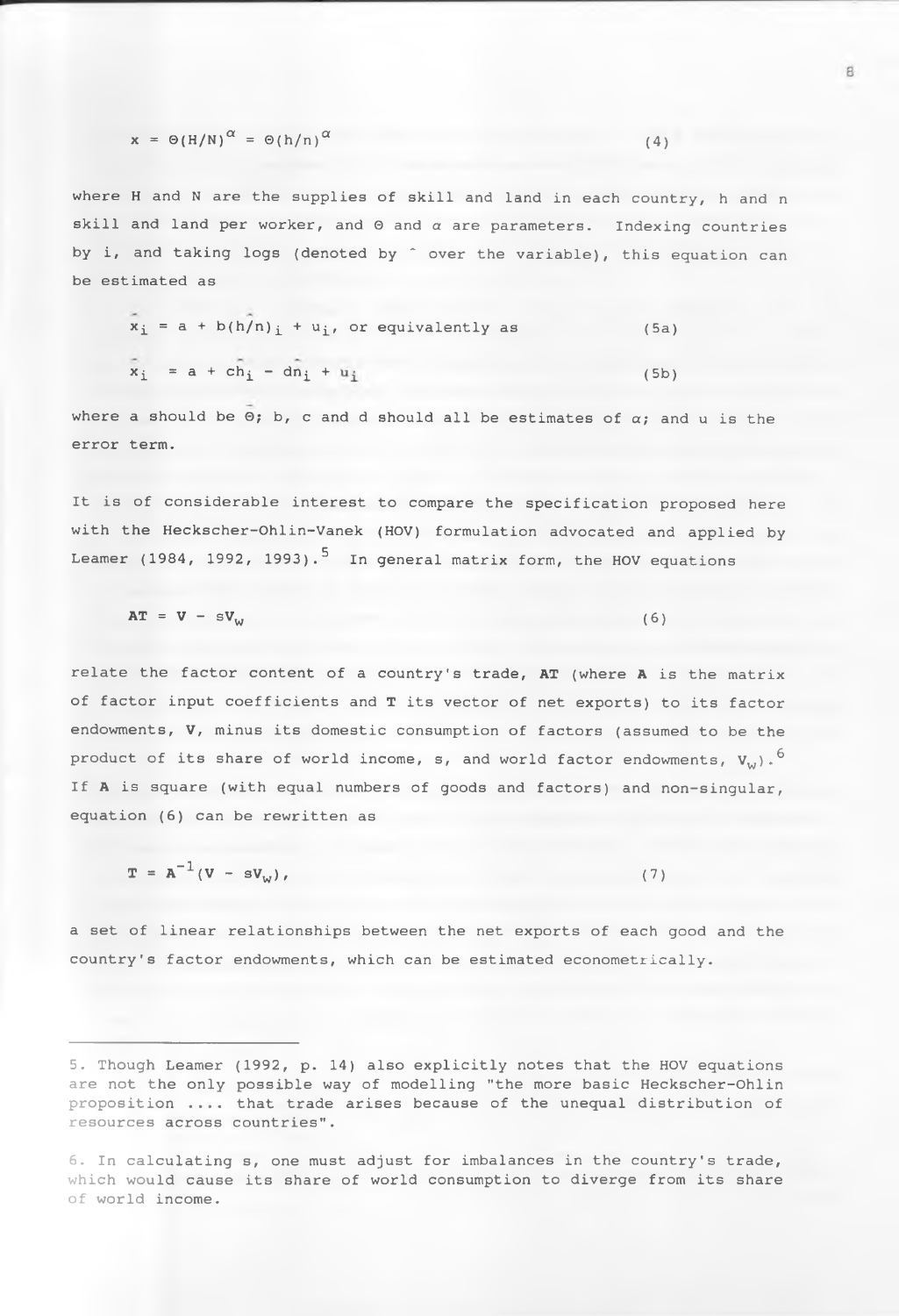$$x = \Theta(H/N)^{\alpha} = \Theta(h/n)^{\alpha} \quad (4)$$

where H and N are the supplies of skill and land in each country, h and n skill and land per worker, and $\Theta$ and $\alpha$ are parameters. Indexing countries by i, and taking logs (denoted by ^ over the variable), this equation can be estimated as

$$\hat{x}_i = a + b(\widehat{h/n})_i + u_i, \text{ or equivalently as} \quad (5a)$$

$$\hat{x}_i = a + c\hat{h}_i - d\hat{n}_i + u_i \quad (5b)$$

where a should be $\hat{\Theta}$; b, c and d should all be estimates of $\alpha$; and u is the error term.

It is of considerable interest to compare the specification proposed here with the Heckscher-Ohlin-Vanek (HOV) formulation advocated and applied by Leamer (1984, 1992, 1993).[5] In general matrix form, the HOV equations

$$\mathbf{AT} = \mathbf{V} - s\mathbf{V}_w \quad (6)$$

relate the factor content of a country's trade, **AT** (where **A** is the matrix of factor input coefficients and **T** its vector of net exports) to its factor endowments, **V**, minus its domestic consumption of factors (assumed to be the product of its share of world income, s, and world factor endowments, $\mathbf{V}_w$).[6] If **A** is square (with equal numbers of goods and factors) and non-singular, equation (6) can be rewritten as

$$\mathbf{T} = \mathbf{A}^{-1}(\mathbf{V} - s\mathbf{V}_w), \quad (7)$$

a set of linear relationships between the net exports of each good and the country's factor endowments, which can be estimated econometrically.

---

5. Though Leamer (1992, p. 14) also explicitly notes that the HOV equations are not the only possible way of modelling "the more basic Heckscher-Ohlin proposition .... that trade arises because of the unequal distribution of resources across countries".

6. In calculating s, one must adjust for imbalances in the country's trade, which would cause its share of world consumption to diverge from its share of world income.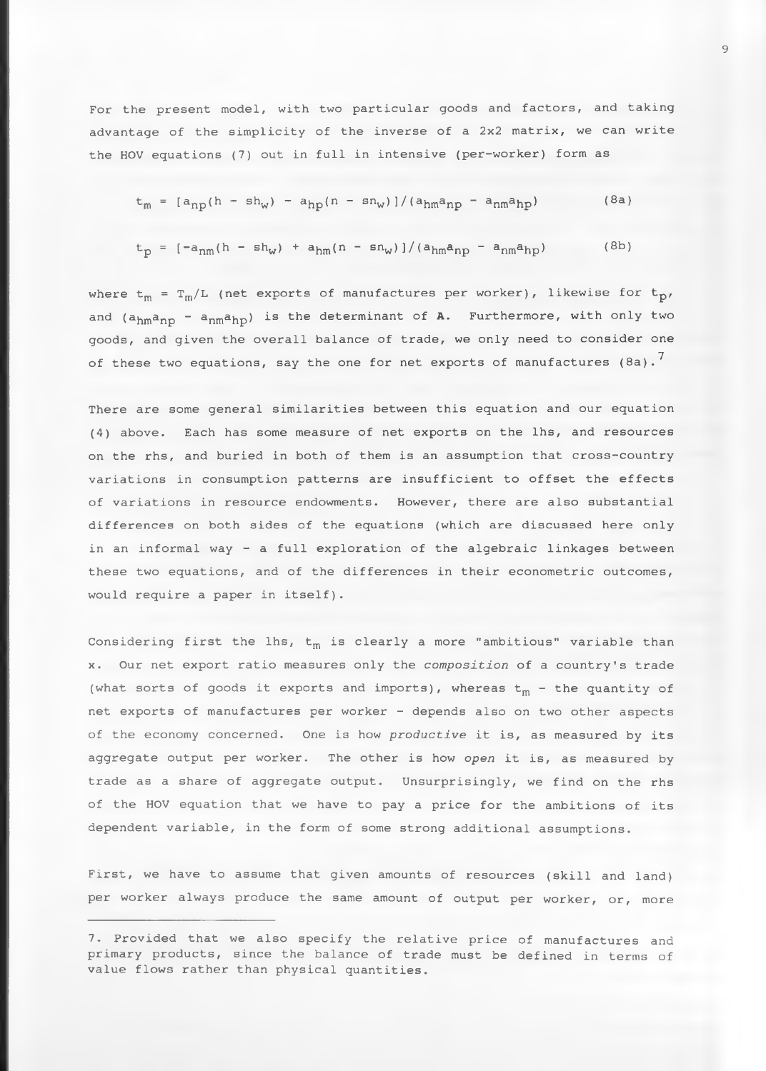For the present model, with two particular goods and factors, and taking advantage of the simplicity of the inverse of a 2x2 matrix, we can write the HOV equations (7) out in full in intensive (per-worker) form as

$$t_m = [a_{np}(h - sh_w) - a_{hp}(n - sn_w)]/(a_{hm}a_{np} - a_{nm}a_{hp}) \qquad (8a)$$

$$t_p = [-a_{nm}(h - sh_w) + a_{hm}(n - sn_w)]/(a_{hm}a_{np} - a_{nm}a_{hp}) \qquad (8b)$$

where $t_m = T_m/L$ (net exports of manufactures per worker), likewise for $t_p$, and $(a_{hm}a_{np} - a_{nm}a_{hp})$ is the determinant of **A**. Furthermore, with only two goods, and given the overall balance of trade, we only need to consider one of these two equations, say the one for net exports of manufactures (8a).[7]

There are some general similarities between this equation and our equation (4) above. Each has some measure of net exports on the lhs, and resources on the rhs, and buried in both of them is an assumption that cross-country variations in consumption patterns are insufficient to offset the effects of variations in resource endowments. However, there are also substantial differences on both sides of the equations (which are discussed here only in an informal way - a full exploration of the algebraic linkages between these two equations, and of the differences in their econometric outcomes, would require a paper in itself).

Considering first the lhs, $t_m$ is clearly a more "ambitious" variable than x. Our net export ratio measures only the *composition* of a country's trade (what sorts of goods it exports and imports), whereas $t_m$ - the quantity of net exports of manufactures per worker - depends also on two other aspects of the economy concerned. One is how *productive* it is, as measured by its aggregate output per worker. The other is how *open* it is, as measured by trade as a share of aggregate output. Unsurprisingly, we find on the rhs of the HOV equation that we have to pay a price for the ambitions of its dependent variable, in the form of some strong additional assumptions.

First, we have to assume that given amounts of resources (skill and land) per worker always produce the same amount of output per worker, or, more

7. Provided that we also specify the relative price of manufactures and primary products, since the balance of trade must be defined in terms of value flows rather than physical quantities.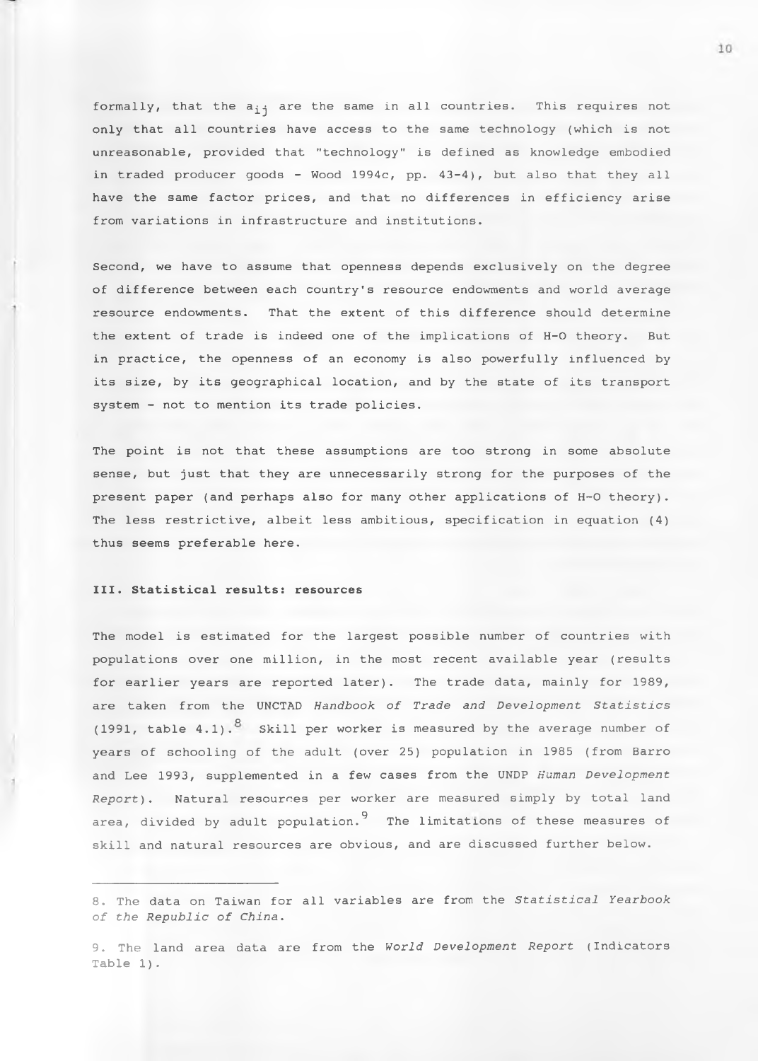formally, that the $a_{ij}$ are the same in all countries. This requires not only that all countries have access to the same technology (which is not unreasonable, provided that "technology" is defined as knowledge embodied in traded producer goods - Wood 1994c, pp. 43-4), but also that they all have the same factor prices, and that no differences in efficiency arise from variations in infrastructure and institutions.

Second, we have to assume that openness depends exclusively on the degree of difference between each country's resource endowments and world average resource endowments. That the extent of this difference should determine the extent of trade is indeed one of the implications of H-O theory. But in practice, the openness of an economy is also powerfully influenced by its size, by its geographical location, and by the state of its transport system - not to mention its trade policies.

The point is not that these assumptions are too strong in some absolute sense, but just that they are unnecessarily strong for the purposes of the present paper (and perhaps also for many other applications of H-O theory). The less restrictive, albeit less ambitious, specification in equation (4) thus seems preferable here.

## III. Statistical results: resources

The model is estimated for the largest possible number of countries with populations over one million, in the most recent available year (results for earlier years are reported later). The trade data, mainly for 1989, are taken from the UNCTAD *Handbook of Trade and Development Statistics* (1991, table 4.1).[8] Skill per worker is measured by the average number of years of schooling of the adult (over 25) population in 1985 (from Barro and Lee 1993, supplemented in a few cases from the UNDP *Human Development Report*). Natural resources per worker are measured simply by total land area, divided by adult population.[9] The limitations of these measures of skill and natural resources are obvious, and are discussed further below.

---

8. The data on Taiwan for all variables are from the *Statistical Yearbook of the Republic of China*.

9. The land area data are from the *World Development Report* (Indicators Table 1).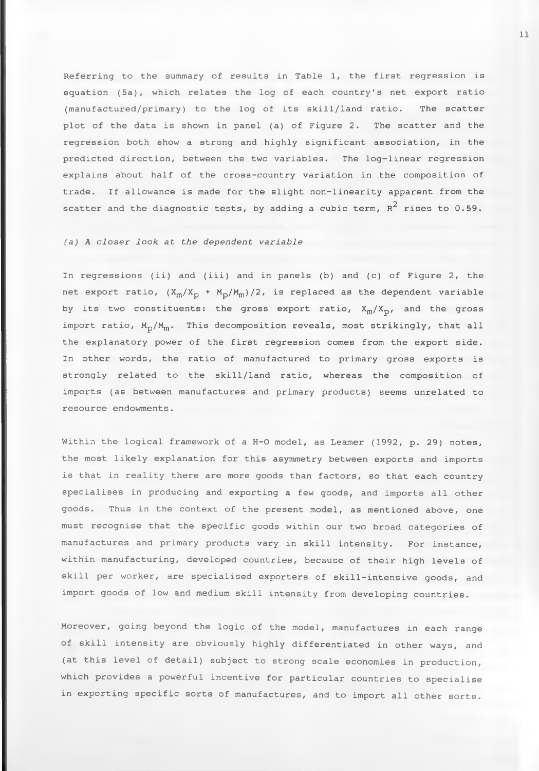Referring to the summary of results in Table 1, the first regression is equation (5a), which relates the log of each country's net export ratio (manufactured/primary) to the log of its skill/land ratio. The scatter plot of the data is shown in panel (a) of Figure 2. The scatter and the regression both show a strong and highly significant association, in the predicted direction, between the two variables. The log-linear regression explains about half of the cross-country variation in the composition of trade. If allowance is made for the slight non-linearity apparent from the scatter and the diagnostic tests, by adding a cubic term, $R^2$ rises to 0.59.

*(a) A closer look at the dependent variable*

In regressions (ii) and (iii) and in panels (b) and (c) of Figure 2, the net export ratio, $(X_m/X_p + M_p/M_m)/2$, is replaced as the dependent variable by its two constituents: the gross export ratio, $X_m/X_p$, and the gross import ratio, $M_p/M_m$. This decomposition reveals, most strikingly, that all the explanatory power of the first regression comes from the export side. In other words, the ratio of manufactured to primary gross exports is strongly related to the skill/land ratio, whereas the composition of imports (as between manufactures and primary products) seems unrelated to resource endowments.

Within the logical framework of a H-O model, as Leamer (1992, p. 29) notes, the most likely explanation for this asymmetry between exports and imports is that in reality there are more goods than factors, so that each country specialises in producing and exporting a few goods, and imports all other goods. Thus in the context of the present model, as mentioned above, one must recognise that the specific goods within our two broad categories of manufactures and primary products vary in skill intensity. For instance, within manufacturing, developed countries, because of their high levels of skill per worker, are specialised exporters of skill-intensive goods, and import goods of low and medium skill intensity from developing countries.

Moreover, going beyond the logic of the model, manufactures in each range of skill intensity are obviously highly differentiated in other ways, and (at this level of detail) subject to strong scale economies in production, which provides a powerful incentive for particular countries to specialise in exporting specific sorts of manufactures, and to import all other sorts.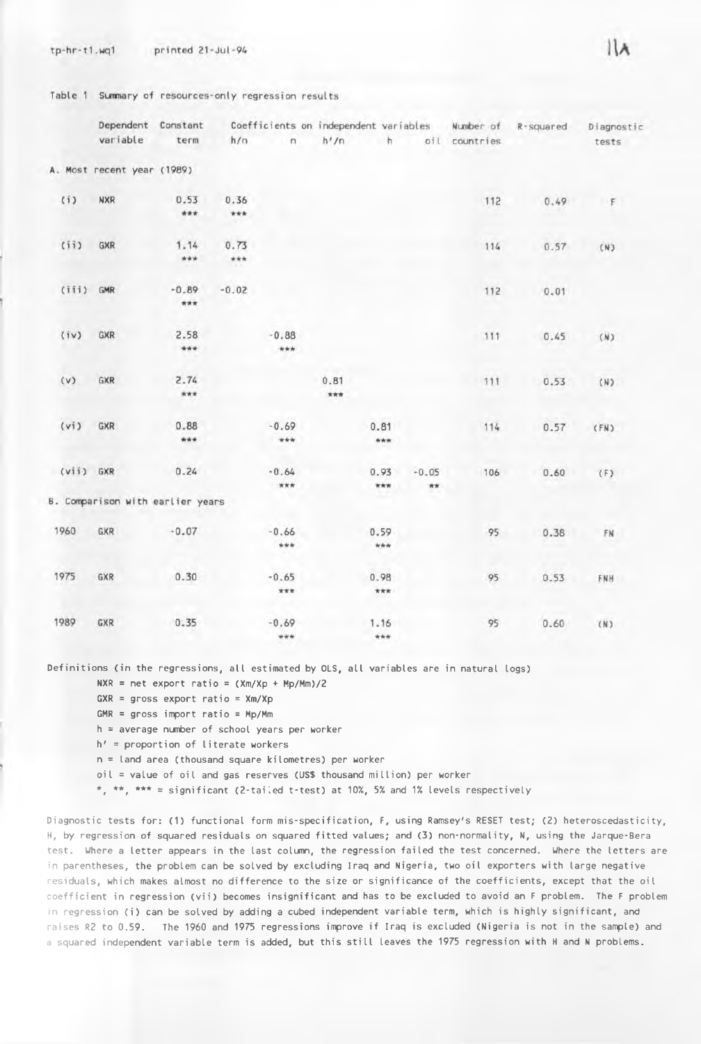Table 1 Summary of resources-only regression results

| | Dependent variable | Constant term | h/n | n | h'/n | h | oil | Number of countries | R-squared | Diagnostic tests |
|---|---|---|---|---|---|---|---|---|---|---|
| **A. Most recent year (1989)** | | | | | | | | | | |
| (i) | NXR | 0.53 *** | 0.36 *** | | | | | 112 | 0.49 | F |
| (ii) | GXR | 1.14 *** | 0.73 *** | | | | | 114 | 0.57 | (N) |
| (iii) | GMR | -0.89 *** | -0.02 | | | | | 112 | 0.01 | |
| (iv) | GXR | 2.58 *** | | -0.88 *** | | | | 111 | 0.45 | (N) |
| (v) | GXR | 2.74 *** | | | 0.81 *** | | | 111 | 0.53 | (N) |
| (vi) | GXR | 0.88 *** | | -0.69 *** | | 0.81 *** | | 114 | 0.57 | (FN) |
| (vii) | GXR | 0.24 | | -0.64 *** | | 0.93 *** | -0.05 ** | 106 | 0.60 | (F) |
| **B. Comparison with earlier years** | | | | | | | | | | |
| 1960 | GXR | -0.07 | | -0.66 *** | | 0.59 *** | | 95 | 0.38 | FN |
| 1975 | GXR | 0.30 | | -0.65 *** | | 0.98 *** | | 95 | 0.53 | FNH |
| 1989 | GXR | 0.35 | | -0.69 *** | | 1.16 *** | | 95 | 0.60 | (N) |

Definitions (in the regressions, all estimated by OLS, all variables are in natural logs)

NXR = net export ratio = (Xm/Xp + Mp/Mm)/2

GXR = gross export ratio = Xm/Xp

GMR = gross import ratio = Mp/Mm

h = average number of school years per worker

h' = proportion of literate workers

n = land area (thousand square kilometres) per worker

oil = value of oil and gas reserves (US$ thousand million) per worker

*, **, *** = significant (2-tailed t-test) at 10%, 5% and 1% levels respectively

Diagnostic tests for: (1) functional form mis-specification, F, using Ramsey's RESET test; (2) heteroscedasticity, H, by regression of squared residuals on squared fitted values; and (3) non-normality, N, using the Jarque-Bera test. Where a letter appears in the last column, the regression failed the test concerned. Where the letters are in parentheses, the problem can be solved by excluding Iraq and Nigeria, two oil exporters with large negative residuals, which makes almost no difference to the size or significance of the coefficients, except that the oil coefficient in regression (vii) becomes insignificant and has to be excluded to avoid an F problem. The F problem in regression (i) can be solved by adding a cubed independent variable term, which is highly significant, and raises R2 to 0.59. The 1960 and 1975 regressions improve if Iraq is excluded (Nigeria is not in the sample) and a squared independent variable term is added, but this still leaves the 1975 regression with H and N problems.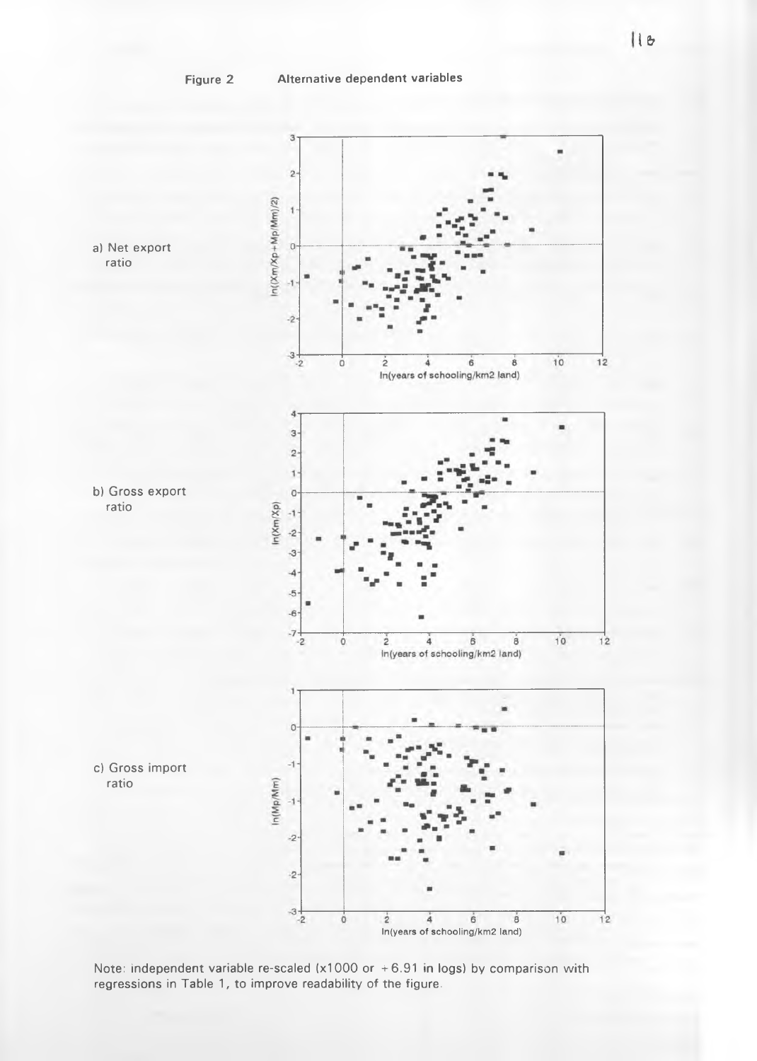**Figure 2** **Alternative dependent variables**

a) Net export ratio

b) Gross export ratio

c) Gross import ratio

Note: independent variable re-scaled (x1000 or +6.91 in logs) by comparison with regressions in Table 1, to improve readability of the figure.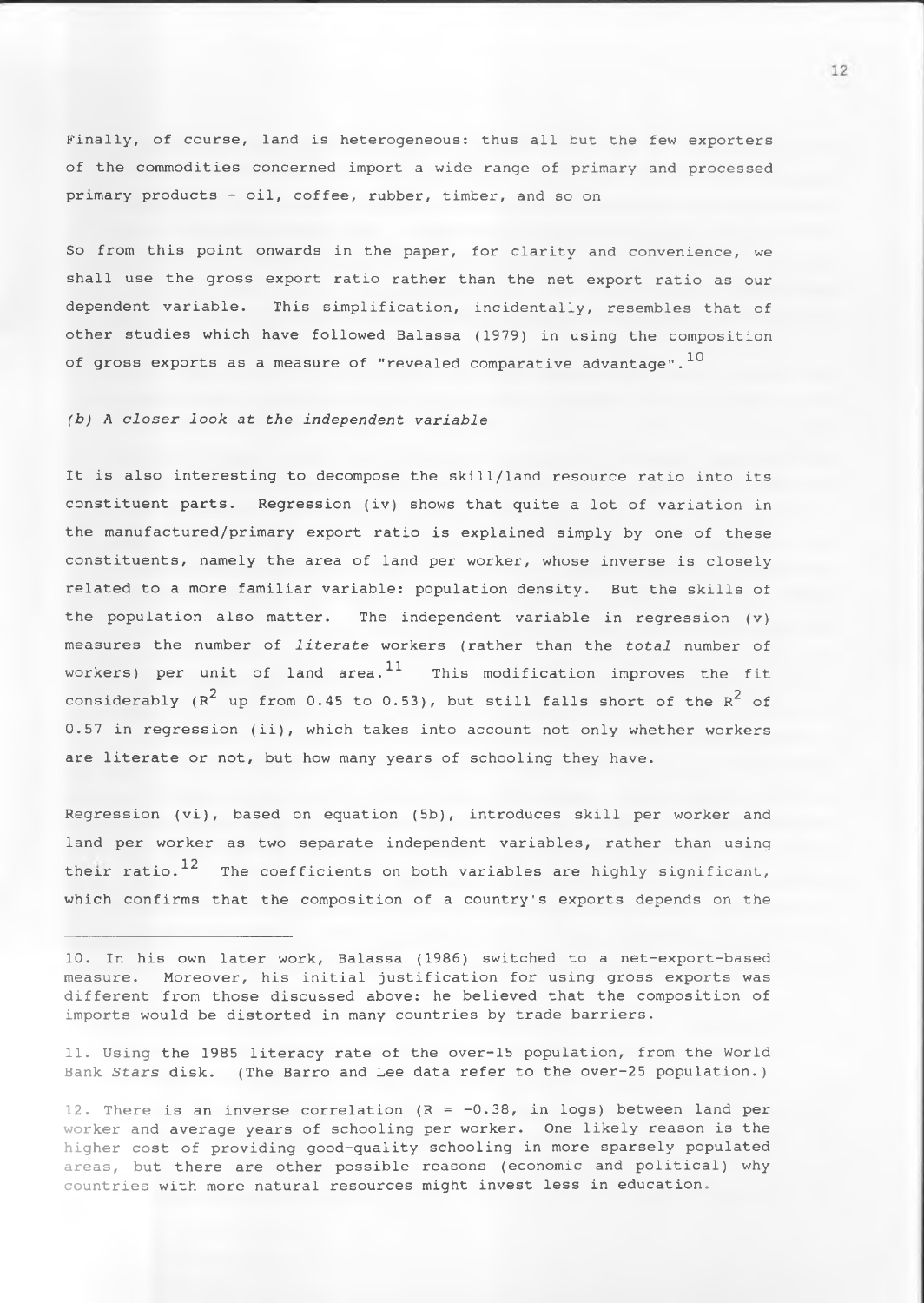Finally, of course, land is heterogeneous: thus all but the few exporters of the commodities concerned import a wide range of primary and processed primary products - oil, coffee, rubber, timber, and so on

So from this point onwards in the paper, for clarity and convenience, we shall use the gross export ratio rather than the net export ratio as our dependent variable. This simplification, incidentally, resembles that of other studies which have followed Balassa (1979) in using the composition of gross exports as a measure of "revealed comparative advantage".[10]

*(b) A closer look at the independent variable*

It is also interesting to decompose the skill/land resource ratio into its constituent parts. Regression (iv) shows that quite a lot of variation in the manufactured/primary export ratio is explained simply by one of these constituents, namely the area of land per worker, whose inverse is closely related to a more familiar variable: population density. But the skills of the population also matter. The independent variable in regression (v) measures the number of *literate* workers (rather than the *total* number of workers) per unit of land area.[11] This modification improves the fit considerably ($R^2$ up from 0.45 to 0.53), but still falls short of the $R^2$ of 0.57 in regression (ii), which takes into account not only whether workers are literate or not, but how many years of schooling they have.

Regression (vi), based on equation (5b), introduces skill per worker and land per worker as two separate independent variables, rather than using their ratio.[12] The coefficients on both variables are highly significant, which confirms that the composition of a country's exports depends on the

---

10. In his own later work, Balassa (1986) switched to a net-export-based measure. Moreover, his initial justification for using gross exports was different from those discussed above: he believed that the composition of imports would be distorted in many countries by trade barriers.

11. Using the 1985 literacy rate of the over-15 population, from the World Bank *Stars* disk. (The Barro and Lee data refer to the over-25 population.)

12. There is an inverse correlation ($R = -0.38$, in logs) between land per worker and average years of schooling per worker. One likely reason is the higher cost of providing good-quality schooling in more sparsely populated areas, but there are other possible reasons (economic and political) why countries with more natural resources might invest less in education.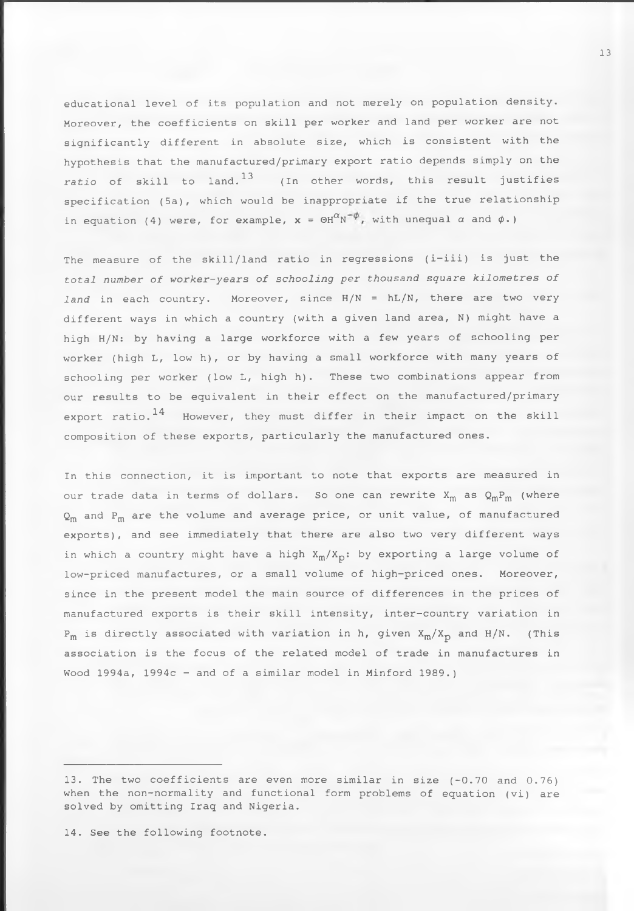educational level of its population and not merely on population density. Moreover, the coefficients on skill per worker and land per worker are not significantly different in absolute size, which is consistent with the hypothesis that the manufactured/primary export ratio depends simply on the *ratio* of skill to land.[13] (In other words, this result justifies specification (5a), which would be inappropriate if the true relationship in equation (4) were, for example, $x = \Theta H^{\alpha} N^{-\phi}$, with unequal $\alpha$ and $\phi$.)

The measure of the skill/land ratio in regressions (i-iii) is just the *total number of worker-years of schooling per thousand square kilometres of land* in each country. Moreover, since $H/N = hL/N$, there are two very different ways in which a country (with a given land area, N) might have a high H/N: by having a large workforce with a few years of schooling per worker (high L, low h), or by having a small workforce with many years of schooling per worker (low L, high h). These two combinations appear from our results to be equivalent in their effect on the manufactured/primary export ratio.[14] However, they must differ in their impact on the skill composition of these exports, particularly the manufactured ones.

In this connection, it is important to note that exports are measured in our trade data in terms of dollars. So one can rewrite $X_m$ as $Q_m P_m$ (where $Q_m$ and $P_m$ are the volume and average price, or unit value, of manufactured exports), and see immediately that there are also two very different ways in which a country might have a high $X_m/X_p$: by exporting a large volume of low-priced manufactures, or a small volume of high-priced ones. Moreover, since in the present model the main source of differences in the prices of manufactured exports is their skill intensity, inter-country variation in $P_m$ is directly associated with variation in h, given $X_m/X_p$ and H/N. (This association is the focus of the related model of trade in manufactures in Wood 1994a, 1994c – and of a similar model in Minford 1989.)

---

13. The two coefficients are even more similar in size (-0.70 and 0.76) when the non-normality and functional form problems of equation (vi) are solved by omitting Iraq and Nigeria.

14. See the following footnote.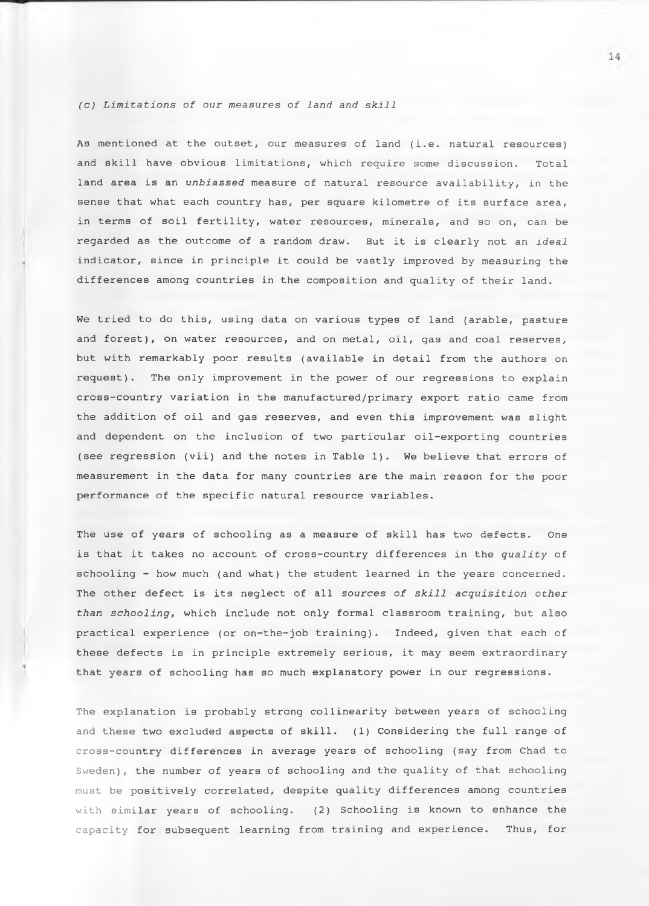### *(c) Limitations of our measures of land and skill*

As mentioned at the outset, our measures of land (i.e. natural resources) and skill have obvious limitations, which require some discussion. Total land area is an *unbiassed* measure of natural resource availability, in the sense that what each country has, per square kilometre of its surface area, in terms of soil fertility, water resources, minerals, and so on, can be regarded as the outcome of a random draw. But it is clearly not an *ideal* indicator, since in principle it could be vastly improved by measuring the differences among countries in the composition and quality of their land.

We tried to do this, using data on various types of land (arable, pasture and forest), on water resources, and on metal, oil, gas and coal reserves, but with remarkably poor results (available in detail from the authors on request). The only improvement in the power of our regressions to explain cross-country variation in the manufactured/primary export ratio came from the addition of oil and gas reserves, and even this improvement was slight and dependent on the inclusion of two particular oil-exporting countries (see regression (vii) and the notes in Table 1). We believe that errors of measurement in the data for many countries are the main reason for the poor performance of the specific natural resource variables.

The use of years of schooling as a measure of skill has two defects. One is that it takes no account of cross-country differences in the *quality* of schooling - how much (and what) the student learned in the years concerned. The other defect is its neglect of all *sources of skill acquisition other than schooling*, which include not only formal classroom training, but also practical experience (or on-the-job training). Indeed, given that each of these defects is in principle extremely serious, it may seem extraordinary that years of schooling has so much explanatory power in our regressions.

The explanation is probably strong collinearity between years of schooling and these two excluded aspects of skill. (1) Considering the full range of cross-country differences in average years of schooling (say from Chad to Sweden), the number of years of schooling and the quality of that schooling must be positively correlated, despite quality differences among countries with similar years of schooling. (2) Schooling is known to enhance the capacity for subsequent learning from training and experience. Thus, for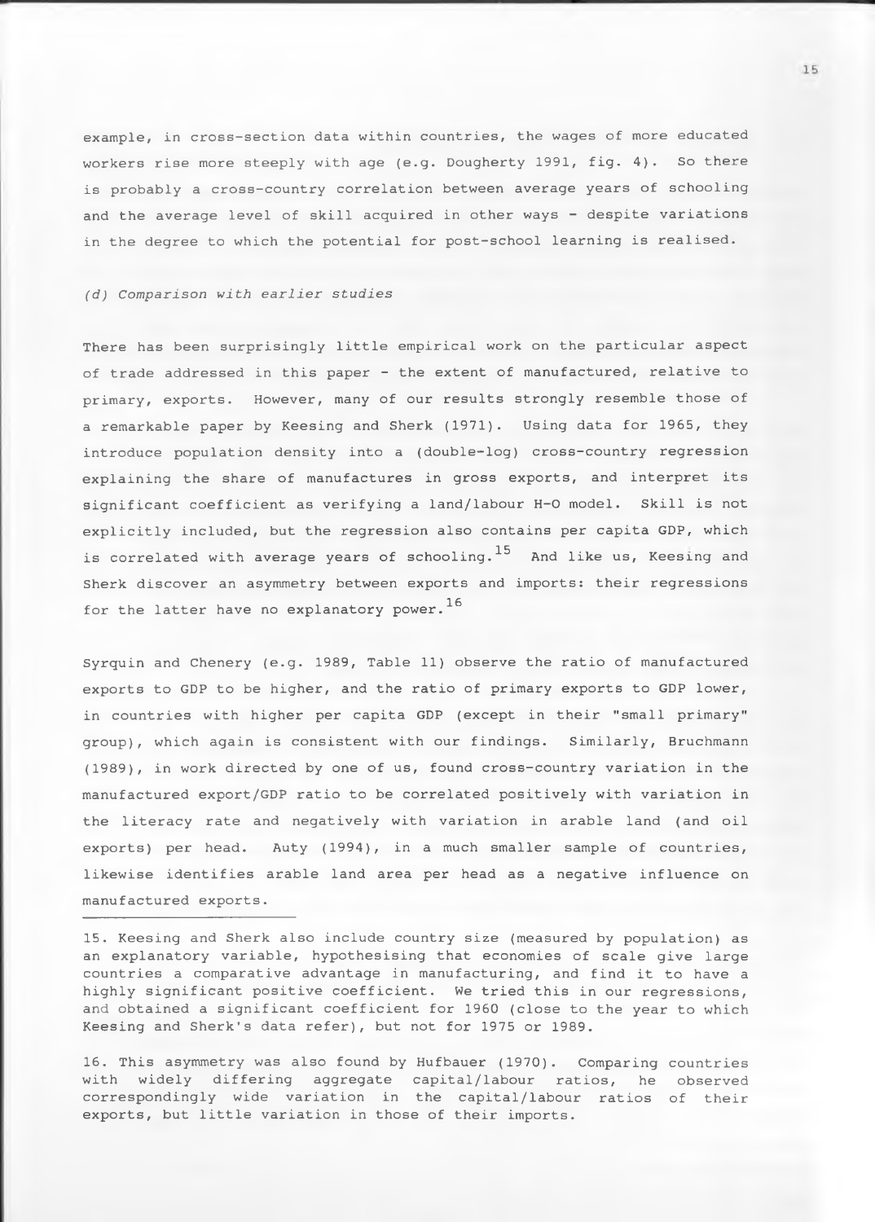example, in cross-section data within countries, the wages of more educated workers rise more steeply with age (e.g. Dougherty 1991, fig. 4). So there is probably a cross-country correlation between average years of schooling and the average level of skill acquired in other ways - despite variations in the degree to which the potential for post-school learning is realised.

*(d) Comparison with earlier studies*

There has been surprisingly little empirical work on the particular aspect of trade addressed in this paper - the extent of manufactured, relative to primary, exports. However, many of our results strongly resemble those of a remarkable paper by Keesing and Sherk (1971). Using data for 1965, they introduce population density into a (double-log) cross-country regression explaining the share of manufactures in gross exports, and interpret its significant coefficient as verifying a land/labour H-O model. Skill is not explicitly included, but the regression also contains per capita GDP, which is correlated with average years of schooling.[15] And like us, Keesing and Sherk discover an asymmetry between exports and imports: their regressions for the latter have no explanatory power.[16]

Syrquin and Chenery (e.g. 1989, Table 11) observe the ratio of manufactured exports to GDP to be higher, and the ratio of primary exports to GDP lower, in countries with higher per capita GDP (except in their "small primary" group), which again is consistent with our findings. Similarly, Bruchmann (1989), in work directed by one of us, found cross-country variation in the manufactured export/GDP ratio to be correlated positively with variation in the literacy rate and negatively with variation in arable land (and oil exports) per head. Auty (1994), in a much smaller sample of countries, likewise identifies arable land area per head as a negative influence on manufactured exports.

---

15. Keesing and Sherk also include country size (measured by population) as an explanatory variable, hypothesising that economies of scale give large countries a comparative advantage in manufacturing, and find it to have a highly significant positive coefficient. We tried this in our regressions, and obtained a significant coefficient for 1960 (close to the year to which Keesing and Sherk's data refer), but not for 1975 or 1989.

16. This asymmetry was also found by Hufbauer (1970). Comparing countries with widely differing aggregate capital/labour ratios, he observed correspondingly wide variation in the capital/labour ratios of their exports, but little variation in those of their imports.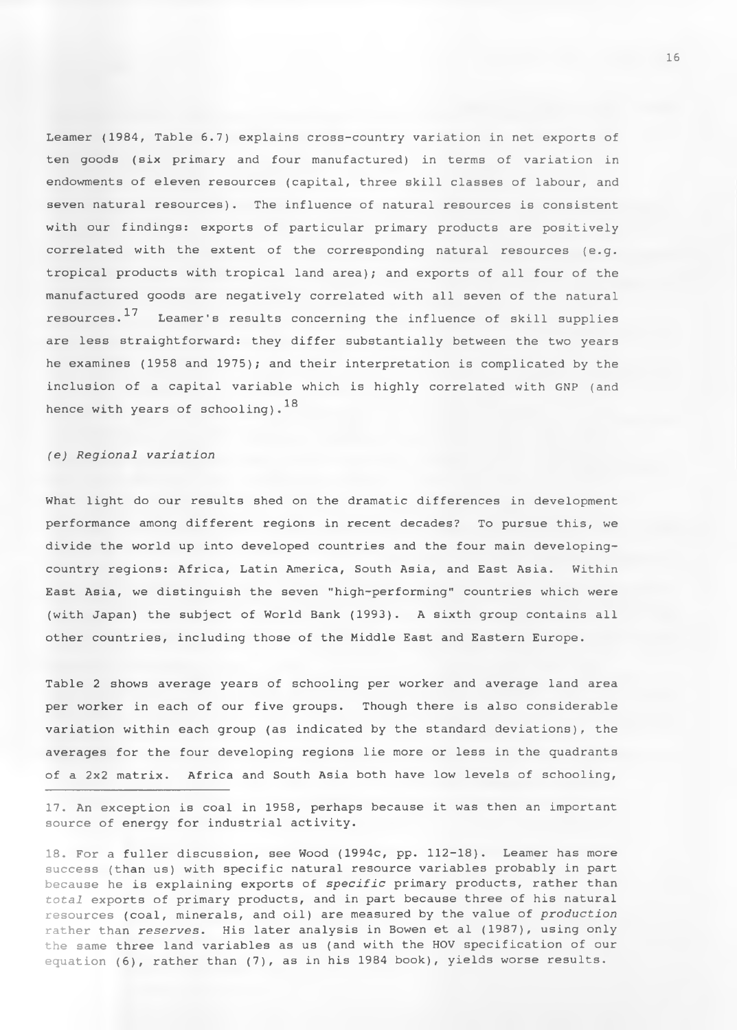Leamer (1984, Table 6.7) explains cross-country variation in net exports of ten goods (six primary and four manufactured) in terms of variation in endowments of eleven resources (capital, three skill classes of labour, and seven natural resources). The influence of natural resources is consistent with our findings: exports of particular primary products are positively correlated with the extent of the corresponding natural resources (e.g. tropical products with tropical land area); and exports of all four of the manufactured goods are negatively correlated with all seven of the natural resources.[17] Leamer's results concerning the influence of skill supplies are less straightforward: they differ substantially between the two years he examines (1958 and 1975); and their interpretation is complicated by the inclusion of a capital variable which is highly correlated with GNP (and hence with years of schooling).[18]

*(e) Regional variation*

What light do our results shed on the dramatic differences in development performance among different regions in recent decades? To pursue this, we divide the world up into developed countries and the four main developing-country regions: Africa, Latin America, South Asia, and East Asia. Within East Asia, we distinguish the seven "high-performing" countries which were (with Japan) the subject of World Bank (1993). A sixth group contains all other countries, including those of the Middle East and Eastern Europe.

Table 2 shows average years of schooling per worker and average land area per worker in each of our five groups. Though there is also considerable variation within each group (as indicated by the standard deviations), the averages for the four developing regions lie more or less in the quadrants of a 2x2 matrix. Africa and South Asia both have low levels of schooling,

---

17. An exception is coal in 1958, perhaps because it was then an important source of energy for industrial activity.

18. For a fuller discussion, see Wood (1994c, pp. 112-18). Leamer has more success (than us) with specific natural resource variables probably in part because he is explaining exports of *specific* primary products, rather than *total* exports of primary products, and in part because three of his natural resources (coal, minerals, and oil) are measured by the value of *production* rather than *reserves*. His later analysis in Bowen et al (1987), using only the same three land variables as us (and with the HOV specification of our equation (6), rather than (7), as in his 1984 book), yields worse results.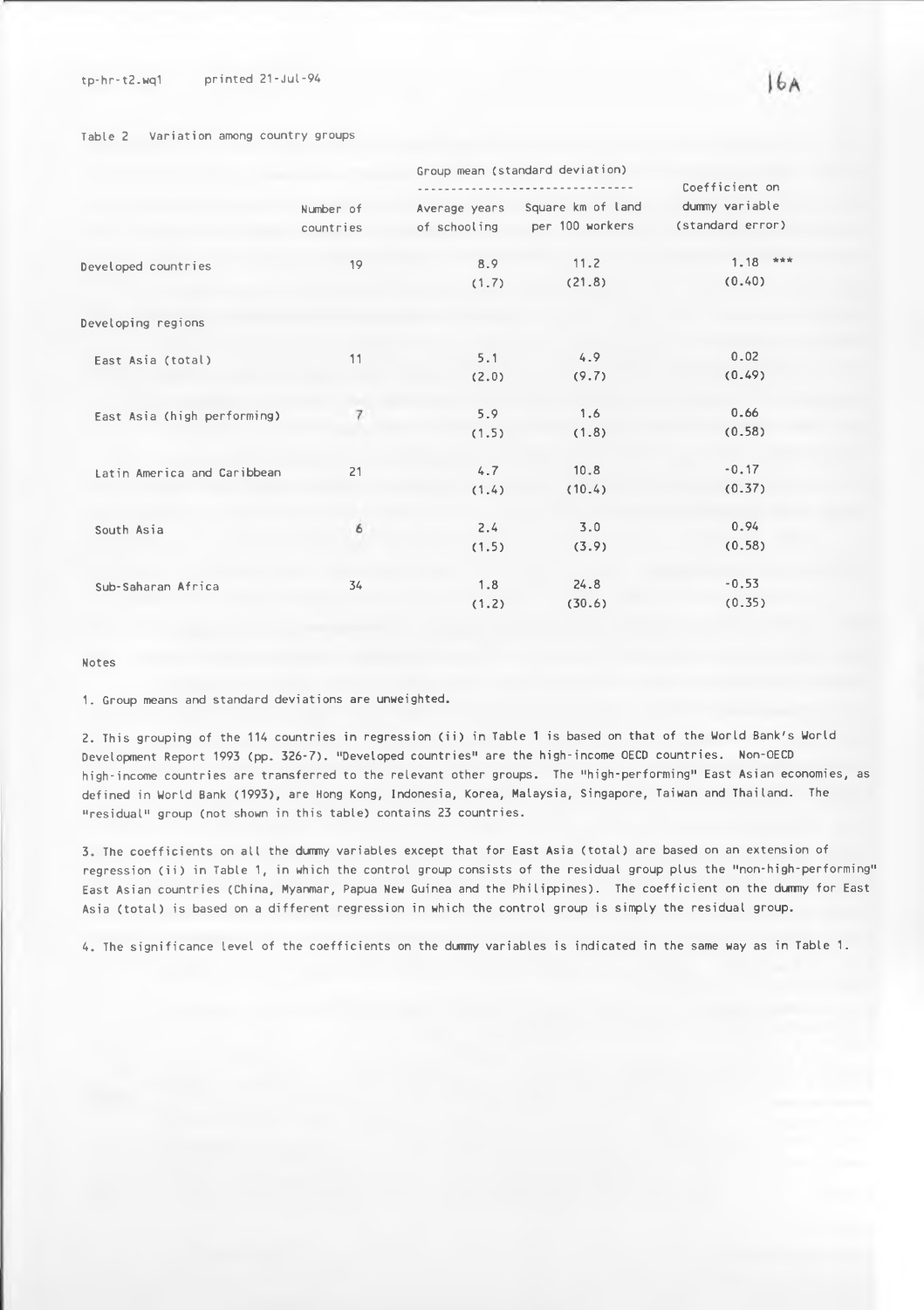Table 2 Variation among country groups

| | Number of countries | Group mean (standard deviation) | | Coefficient on dummy variable (standard error) |
|---|---|---|---|---|
| | | Average years of schooling | Square km of land per 100 workers | |
| Developed countries | 19 | 8.9 (1.7) | 11.2 (21.8) | 1.18 *** (0.40) |
| Developing regions | | | | |
| East Asia (total) | 11 | 5.1 (2.0) | 4.9 (9.7) | 0.02 (0.49) |
| East Asia (high performing) | 7 | 5.9 (1.5) | 1.6 (1.8) | 0.66 (0.58) |
| Latin America and Caribbean | 21 | 4.7 (1.4) | 10.8 (10.4) | -0.17 (0.37) |
| South Asia | 6 | 2.4 (1.5) | 3.0 (3.9) | 0.94 (0.58) |
| Sub-Saharan Africa | 34 | 1.8 (1.2) | 24.8 (30.6) | -0.53 (0.35) |

Notes

1. Group means and standard deviations are unweighted.

2. This grouping of the 114 countries in regression (ii) in Table 1 is based on that of the World Bank's World Development Report 1993 (pp. 326-7). "Developed countries" are the high-income OECD countries. Non-OECD high-income countries are transferred to the relevant other groups. The "high-performing" East Asian economies, as defined in World Bank (1993), are Hong Kong, Indonesia, Korea, Malaysia, Singapore, Taiwan and Thailand. The "residual" group (not shown in this table) contains 23 countries.

3. The coefficients on all the dummy variables except that for East Asia (total) are based on an extension of regression (ii) in Table 1, in which the control group consists of the residual group plus the "non-high-performing" East Asian countries (China, Myanmar, Papua New Guinea and the Philippines). The coefficient on the dummy for East Asia (total) is based on a different regression in which the control group is simply the residual group.

4. The significance level of the coefficients on the dummy variables is indicated in the same way as in Table 1.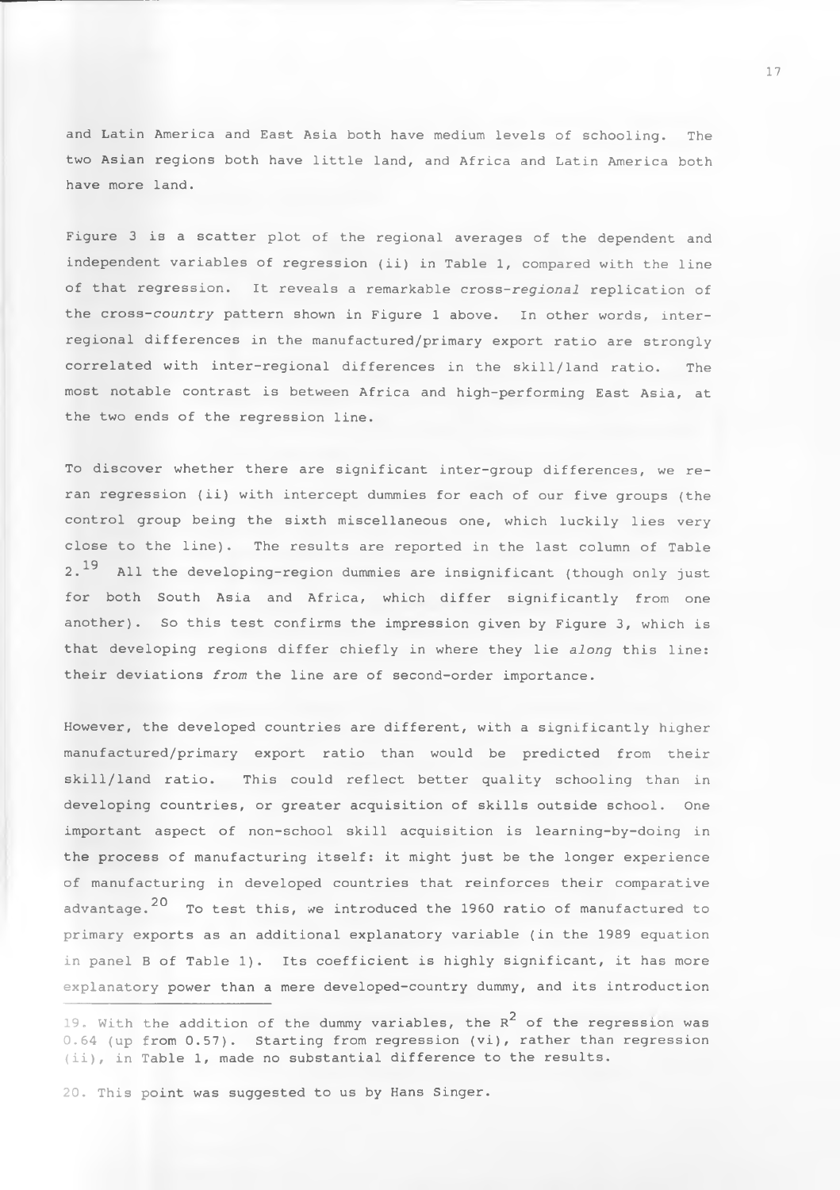and Latin America and East Asia both have medium levels of schooling. The two Asian regions both have little land, and Africa and Latin America both have more land.

Figure 3 is a scatter plot of the regional averages of the dependent and independent variables of regression (ii) in Table 1, compared with the line of that regression. It reveals a remarkable cross-*regional* replication of the cross-*country* pattern shown in Figure 1 above. In other words, inter-regional differences in the manufactured/primary export ratio are strongly correlated with inter-regional differences in the skill/land ratio. The most notable contrast is between Africa and high-performing East Asia, at the two ends of the regression line.

To discover whether there are significant inter-group differences, we re-ran regression (ii) with intercept dummies for each of our five groups (the control group being the sixth miscellaneous one, which luckily lies very close to the line). The results are reported in the last column of Table 2.[19] All the developing-region dummies are insignificant (though only just for both South Asia and Africa, which differ significantly from one another). So this test confirms the impression given by Figure 3, which is that developing regions differ chiefly in where they lie *along* this line: their deviations *from* the line are of second-order importance.

However, the developed countries are different, with a significantly higher manufactured/primary export ratio than would be predicted from their skill/land ratio. This could reflect better quality schooling than in developing countries, or greater acquisition of skills outside school. One important aspect of non-school skill acquisition is learning-by-doing in the process of manufacturing itself: it might just be the longer experience of manufacturing in developed countries that reinforces their comparative advantage.[20] To test this, we introduced the 1960 ratio of manufactured to primary exports as an additional explanatory variable (in the 1989 equation in panel B of Table 1). Its coefficient is highly significant, it has more explanatory power than a mere developed-country dummy, and its introduction

19. With the addition of the dummy variables, the $R^2$ of the regression was 0.64 (up from 0.57). Starting from regression (vi), rather than regression (ii), in Table 1, made no substantial difference to the results.

20. This point was suggested to us by Hans Singer.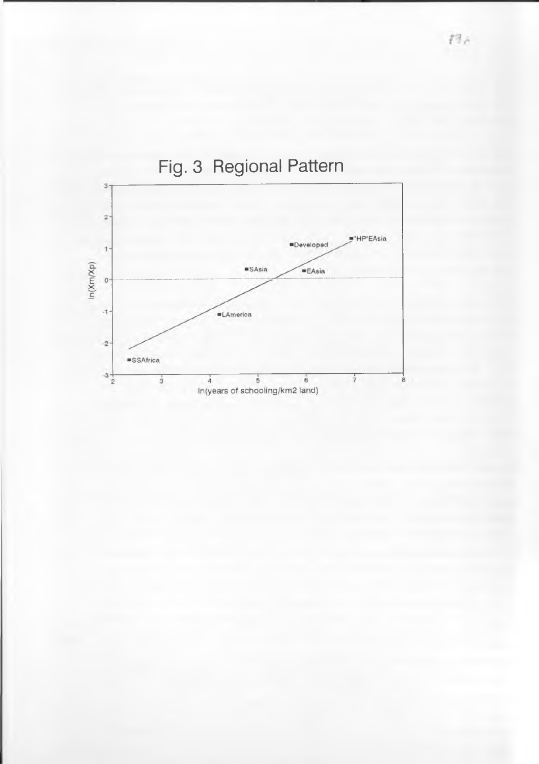Fig. 3 Regional Pattern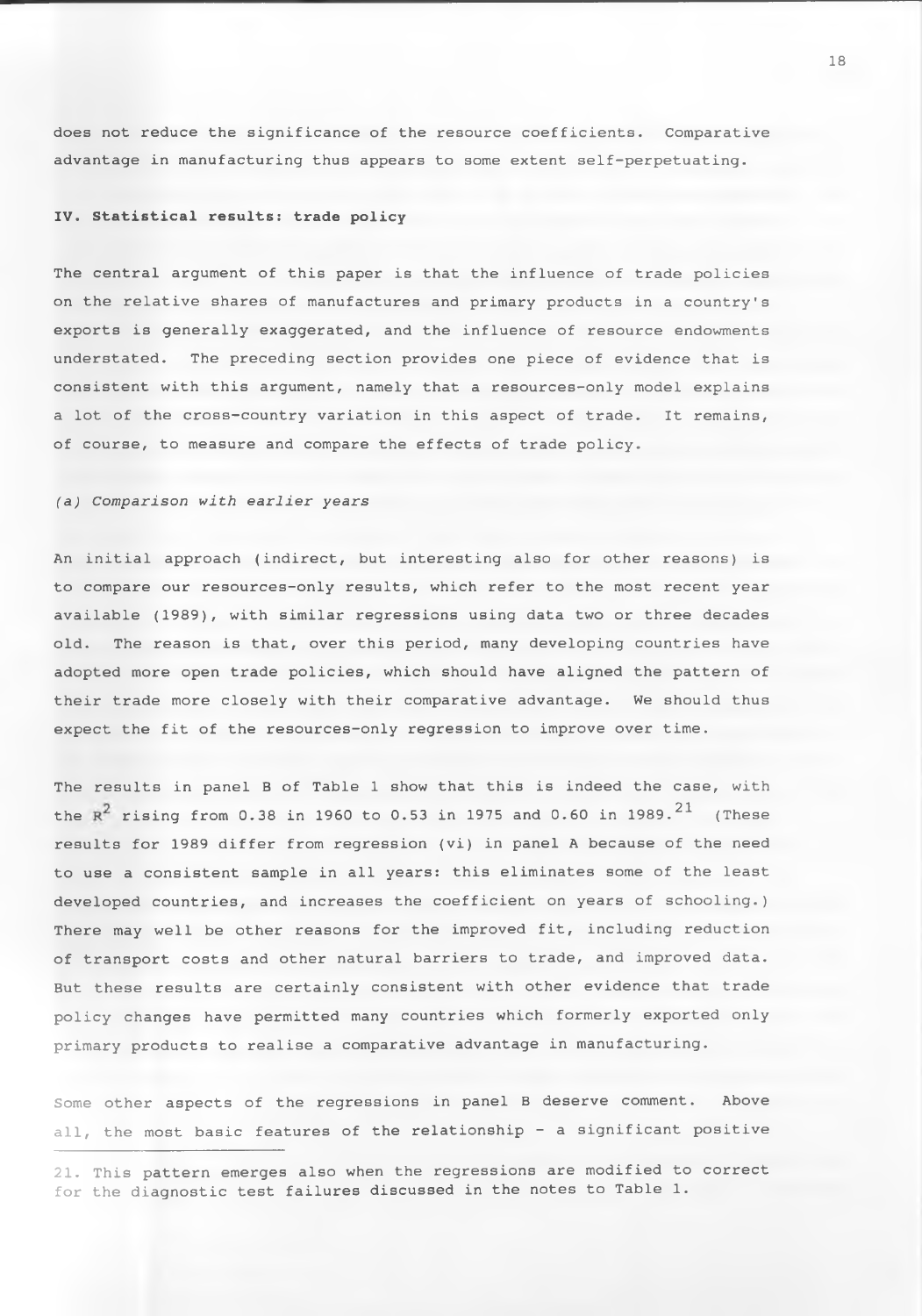does not reduce the significance of the resource coefficients. Comparative advantage in manufacturing thus appears to some extent self-perpetuating.

### IV. Statistical results: trade policy

The central argument of this paper is that the influence of trade policies on the relative shares of manufactures and primary products in a country's exports is generally exaggerated, and the influence of resource endowments understated. The preceding section provides one piece of evidence that is consistent with this argument, namely that a resources-only model explains a lot of the cross-country variation in this aspect of trade. It remains, of course, to measure and compare the effects of trade policy.

#### *(a) Comparison with earlier years*

An initial approach (indirect, but interesting also for other reasons) is to compare our resources-only results, which refer to the most recent year available (1989), with similar regressions using data two or three decades old. The reason is that, over this period, many developing countries have adopted more open trade policies, which should have aligned the pattern of their trade more closely with their comparative advantage. We should thus expect the fit of the resources-only regression to improve over time.

The results in panel B of Table 1 show that this is indeed the case, with the $R^2$ rising from 0.38 in 1960 to 0.53 in 1975 and 0.60 in 1989.[21] (These results for 1989 differ from regression (vi) in panel A because of the need to use a consistent sample in all years: this eliminates some of the least developed countries, and increases the coefficient on years of schooling.) There may well be other reasons for the improved fit, including reduction of transport costs and other natural barriers to trade, and improved data. But these results are certainly consistent with other evidence that trade policy changes have permitted many countries which formerly exported only primary products to realise a comparative advantage in manufacturing.

Some other aspects of the regressions in panel B deserve comment. Above all, the most basic features of the relationship - a significant positive

21. This pattern emerges also when the regressions are modified to correct for the diagnostic test failures discussed in the notes to Table 1.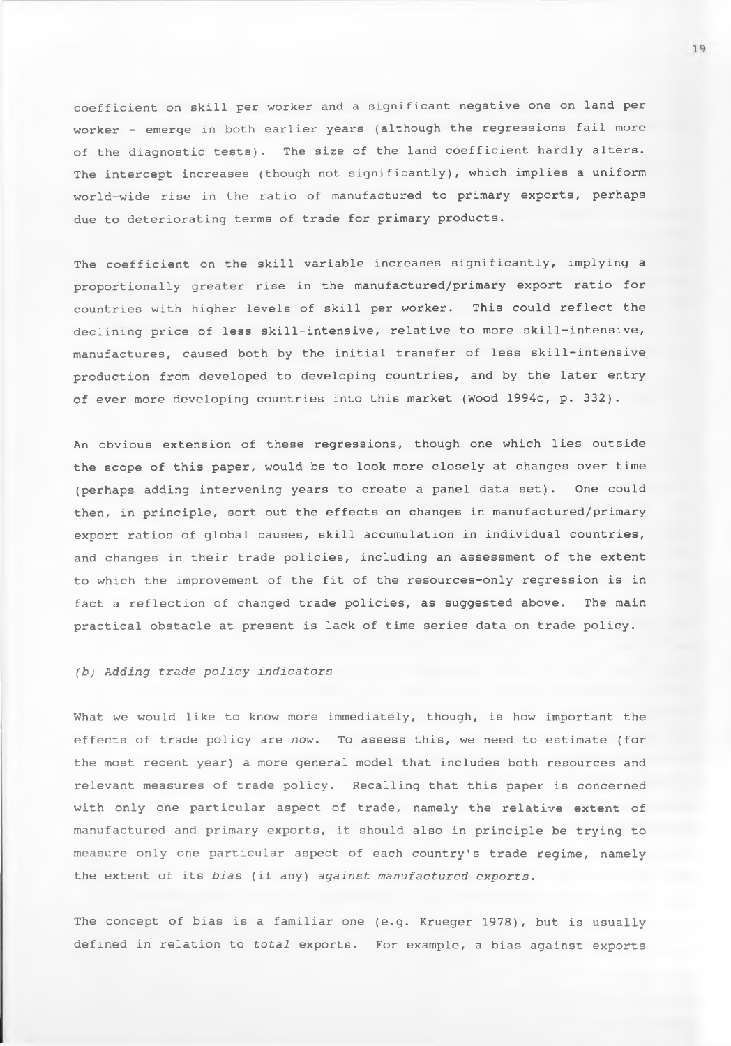coefficient on skill per worker and a significant negative one on land per worker - emerge in both earlier years (although the regressions fail more of the diagnostic tests). The size of the land coefficient hardly alters. The intercept increases (though not significantly), which implies a uniform world-wide rise in the ratio of manufactured to primary exports, perhaps due to deteriorating terms of trade for primary products.

The coefficient on the skill variable increases significantly, implying a proportionally greater rise in the manufactured/primary export ratio for countries with higher levels of skill per worker. This could reflect the declining price of less skill-intensive, relative to more skill-intensive, manufactures, caused both by the initial transfer of less skill-intensive production from developed to developing countries, and by the later entry of ever more developing countries into this market (Wood 1994c, p. 332).

An obvious extension of these regressions, though one which lies outside the scope of this paper, would be to look more closely at changes over time (perhaps adding intervening years to create a panel data set). One could then, in principle, sort out the effects on changes in manufactured/primary export ratios of global causes, skill accumulation in individual countries, and changes in their trade policies, including an assessment of the extent to which the improvement of the fit of the resources-only regression is in fact a reflection of changed trade policies, as suggested above. The main practical obstacle at present is lack of time series data on trade policy.

*(b) Adding trade policy indicators*

What we would like to know more immediately, though, is how important the effects of trade policy are *now*. To assess this, we need to estimate (for the most recent year) a more general model that includes both resources and relevant measures of trade policy. Recalling that this paper is concerned with only one particular aspect of trade, namely the relative extent of manufactured and primary exports, it should also in principle be trying to measure only one particular aspect of each country's trade regime, namely the extent of its *bias* (if any) *against manufactured exports*.

The concept of bias is a familiar one (e.g. Krueger 1978), but is usually defined in relation to *total* exports. For example, a bias against exports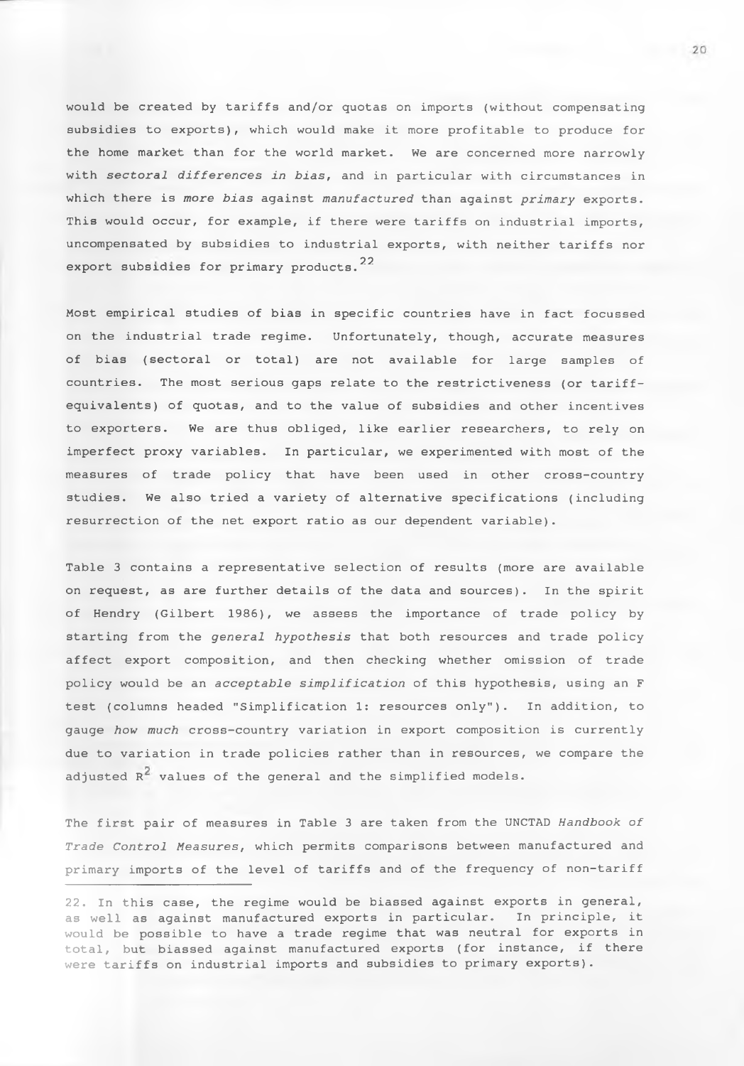would be created by tariffs and/or quotas on imports (without compensating subsidies to exports), which would make it more profitable to produce for the home market than for the world market. We are concerned more narrowly with *sectoral differences in bias*, and in particular with circumstances in which there is *more bias* against *manufactured* than against *primary* exports. This would occur, for example, if there were tariffs on industrial imports, uncompensated by subsidies to industrial exports, with neither tariffs nor export subsidies for primary products.[22]

Most empirical studies of bias in specific countries have in fact focussed on the industrial trade regime. Unfortunately, though, accurate measures of bias (sectoral or total) are not available for large samples of countries. The most serious gaps relate to the restrictiveness (or tariff-equivalents) of quotas, and to the value of subsidies and other incentives to exporters. We are thus obliged, like earlier researchers, to rely on imperfect proxy variables. In particular, we experimented with most of the measures of trade policy that have been used in other cross-country studies. We also tried a variety of alternative specifications (including resurrection of the net export ratio as our dependent variable).

Table 3 contains a representative selection of results (more are available on request, as are further details of the data and sources). In the spirit of Hendry (Gilbert 1986), we assess the importance of trade policy by starting from the *general hypothesis* that both resources and trade policy affect export composition, and then checking whether omission of trade policy would be an *acceptable simplification* of this hypothesis, using an F test (columns headed "Simplification 1: resources only"). In addition, to gauge *how much* cross-country variation in export composition is currently due to variation in trade policies rather than in resources, we compare the adjusted $R^2$ values of the general and the simplified models.

The first pair of measures in Table 3 are taken from the UNCTAD *Handbook of Trade Control Measures*, which permits comparisons between manufactured and primary imports of the level of tariffs and of the frequency of non-tariff

---

22. In this case, the regime would be biassed against exports in general, as well as against manufactured exports in particular. In principle, it would be possible to have a trade regime that was neutral for exports in total, but biassed against manufactured exports (for instance, if there were tariffs on industrial imports and subsidies to primary exports).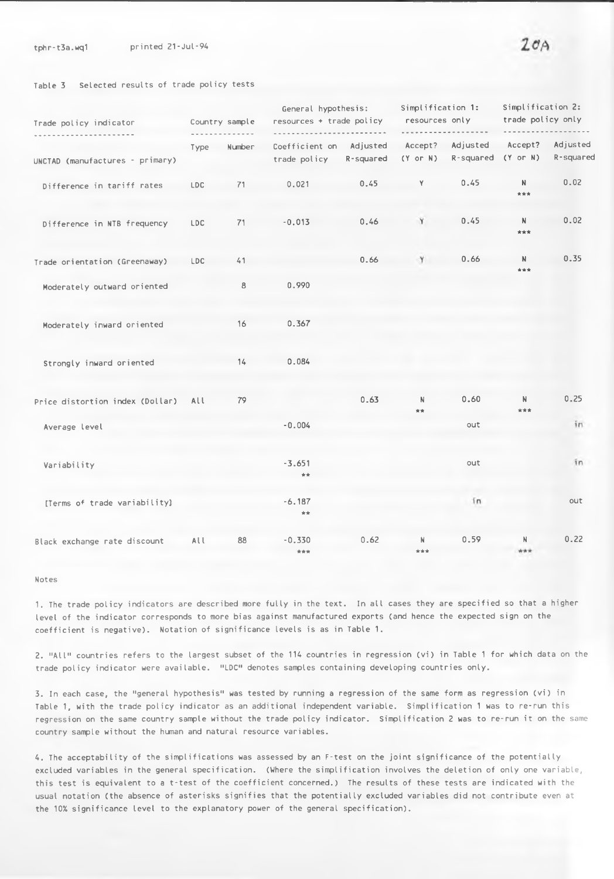Table 3 Selected results of trade policy tests

| Trade policy indicator | Country sample | | General hypothesis: resources + trade policy | | Simplification 1: resources only | | Simplification 2: trade policy only | |
|---|---|---|---|---|---|---|---|---|
| | Type | Number | Coefficient on trade policy | Adjusted R-squared | Accept? (Y or N) | Adjusted R-squared | Accept? (Y or N) | Adjusted R-squared |
| UNCTAD (manufactures - primary) | | | | | | | | |
| Difference in tariff rates | LDC | 71 | 0.021 | 0.45 | Y | 0.45 | N *** | 0.02 |
| Difference in NTB frequency | LDC | 71 | -0.013 | 0.46 | Y | 0.45 | N *** | 0.02 |
| Trade orientation (Greenaway) | LDC | 41 | | 0.66 | Y | 0.66 | N *** | 0.35 |
| Moderately outward oriented | | 8 | 0.990 | | | | | |
| Moderately inward oriented | | 16 | 0.367 | | | | | |
| Strongly inward oriented | | 14 | 0.084 | | | | | |
| Price distortion index (Dollar) | All | 79 | | 0.63 | N ** | 0.60 | N *** | 0.25 |
| Average level | | | -0.004 | | | out | | in |
| Variability | | | -3.651 ** | | | out | | in |
| [Terms of trade variability] | | | -6.187 ** | | | in | | out |
| Black exchange rate discount | All | 88 | -0.330 *** | 0.62 | N *** | 0.59 | N *** | 0.22 |

Notes

1. The trade policy indicators are described more fully in the text. In all cases they are specified so that a higher level of the indicator corresponds to more bias against manufactured exports (and hence the expected sign on the coefficient is negative). Notation of significance levels is as in Table 1.

2. "All" countries refers to the largest subset of the 114 countries in regression (vi) in Table 1 for which data on the trade policy indicator were available. "LDC" denotes samples containing developing countries only.

3. In each case, the "general hypothesis" was tested by running a regression of the same form as regression (vi) in Table 1, with the trade policy indicator as an additional independent variable. Simplification 1 was to re-run this regression on the same country sample without the trade policy indicator. Simplification 2 was to re-run it on the same country sample without the human and natural resource variables.

4. The acceptability of the simplifications was assessed by an F-test on the joint significance of the potentially excluded variables in the general specification. (Where the simplification involves the deletion of only one variable, this test is equivalent to a t-test of the coefficient concerned.) The results of these tests are indicated with the usual notation (the absence of asterisks signifies that the potentially excluded variables did not contribute even at the 10% significance level to the explanatory power of the general specification).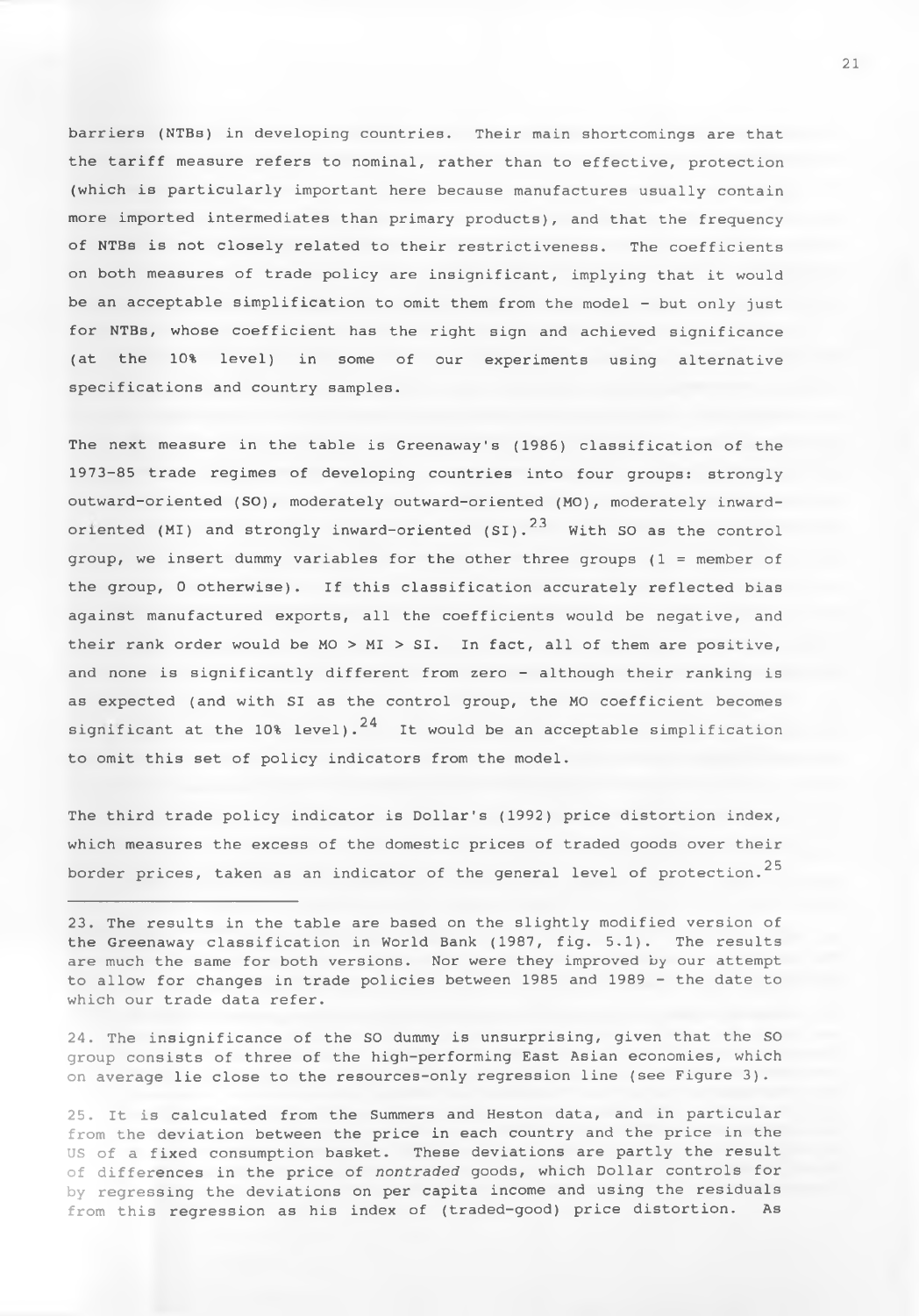barriers (NTBs) in developing countries. Their main shortcomings are that the tariff measure refers to nominal, rather than to effective, protection (which is particularly important here because manufactures usually contain more imported intermediates than primary products), and that the frequency of NTBs is not closely related to their restrictiveness. The coefficients on both measures of trade policy are insignificant, implying that it would be an acceptable simplification to omit them from the model - but only just for NTBs, whose coefficient has the right sign and achieved significance (at the 10% level) in some of our experiments using alternative specifications and country samples.

The next measure in the table is Greenaway's (1986) classification of the 1973-85 trade regimes of developing countries into four groups: strongly outward-oriented (SO), moderately outward-oriented (MO), moderately inward-oriented (MI) and strongly inward-oriented (SI).[23] With SO as the control group, we insert dummy variables for the other three groups (1 = member of the group, 0 otherwise). If this classification accurately reflected bias against manufactured exports, all the coefficients would be negative, and their rank order would be MO > MI > SI. In fact, all of them are positive, and none is significantly different from zero - although their ranking is as expected (and with SI as the control group, the MO coefficient becomes significant at the 10% level).[24] It would be an acceptable simplification to omit this set of policy indicators from the model.

The third trade policy indicator is Dollar's (1992) price distortion index, which measures the excess of the domestic prices of traded goods over their border prices, taken as an indicator of the general level of protection.[25]

---

23. The results in the table are based on the slightly modified version of the Greenaway classification in World Bank (1987, fig. 5.1). The results are much the same for both versions. Nor were they improved by our attempt to allow for changes in trade policies between 1985 and 1989 - the date to which our trade data refer.

24. The insignificance of the SO dummy is unsurprising, given that the SO group consists of three of the high-performing East Asian economies, which on average lie close to the resources-only regression line (see Figure 3).

25. It is calculated from the Summers and Heston data, and in particular from the deviation between the price in each country and the price in the US of a fixed consumption basket. These deviations are partly the result of differences in the price of *nontraded* goods, which Dollar controls for by regressing the deviations on per capita income and using the residuals from this regression as his index of (traded-good) price distortion. As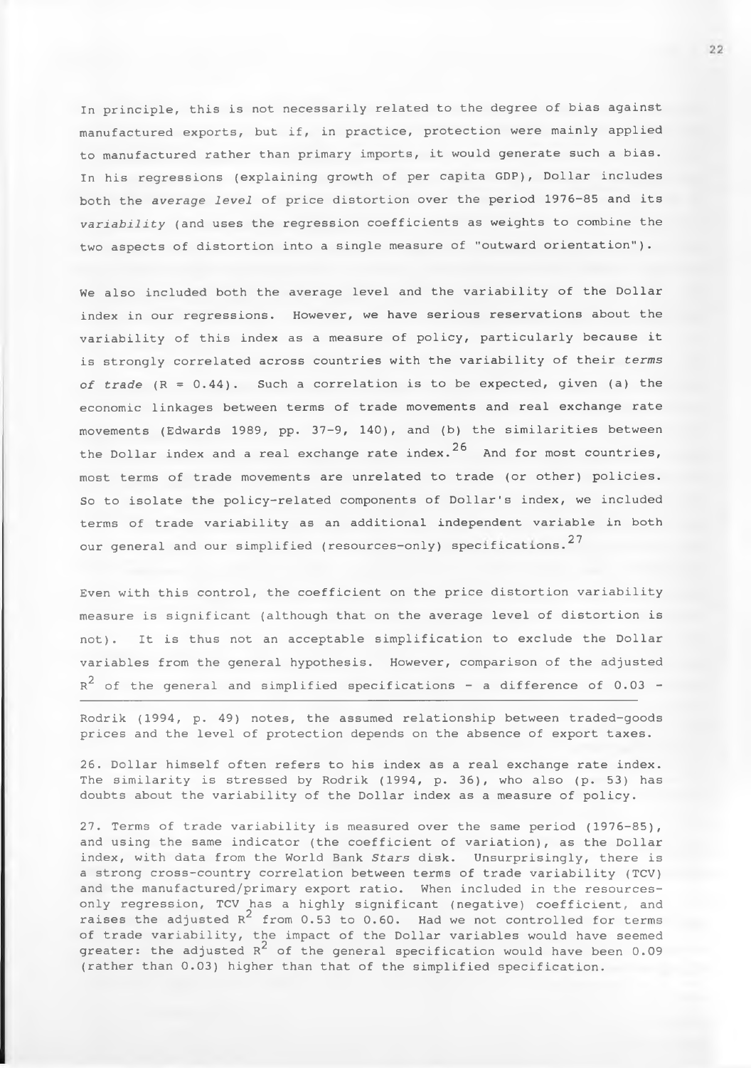In principle, this is not necessarily related to the degree of bias against manufactured exports, but if, in practice, protection were mainly applied to manufactured rather than primary imports, it would generate such a bias. In his regressions (explaining growth of per capita GDP), Dollar includes both the *average level* of price distortion over the period 1976-85 and its *variability* (and uses the regression coefficients as weights to combine the two aspects of distortion into a single measure of "outward orientation").

We also included both the average level and the variability of the Dollar index in our regressions. However, we have serious reservations about the variability of this index as a measure of policy, particularly because it is strongly correlated across countries with the variability of their *terms of trade* (R = 0.44). Such a correlation is to be expected, given (a) the economic linkages between terms of trade movements and real exchange rate movements (Edwards 1989, pp. 37-9, 140), and (b) the similarities between the Dollar index and a real exchange rate index.[26] And for most countries, most terms of trade movements are unrelated to trade (or other) policies. So to isolate the policy-related components of Dollar's index, we included terms of trade variability as an additional independent variable in both our general and our simplified (resources-only) specifications.[27]

Even with this control, the coefficient on the price distortion variability measure is significant (although that on the average level of distortion is not). It is thus not an acceptable simplification to exclude the Dollar variables from the general hypothesis. However, comparison of the adjusted $R^2$ of the general and simplified specifications - a difference of 0.03 -

Rodrik (1994, p. 49) notes, the assumed relationship between traded-goods prices and the level of protection depends on the absence of export taxes.

26. Dollar himself often refers to his index as a real exchange rate index. The similarity is stressed by Rodrik (1994, p. 36), who also (p. 53) has doubts about the variability of the Dollar index as a measure of policy.

27. Terms of trade variability is measured over the same period (1976-85), and using the same indicator (the coefficient of variation), as the Dollar index, with data from the World Bank *Stars* disk. Unsurprisingly, there is a strong cross-country correlation between terms of trade variability (TCV) and the manufactured/primary export ratio. When included in the resources-only regression, TCV has a highly significant (negative) coefficient, and raises the adjusted $R^2$ from 0.53 to 0.60. Had we not controlled for terms of trade variability, the impact of the Dollar variables would have seemed greater: the adjusted $R^2$ of the general specification would have been 0.09 (rather than 0.03) higher than that of the simplified specification.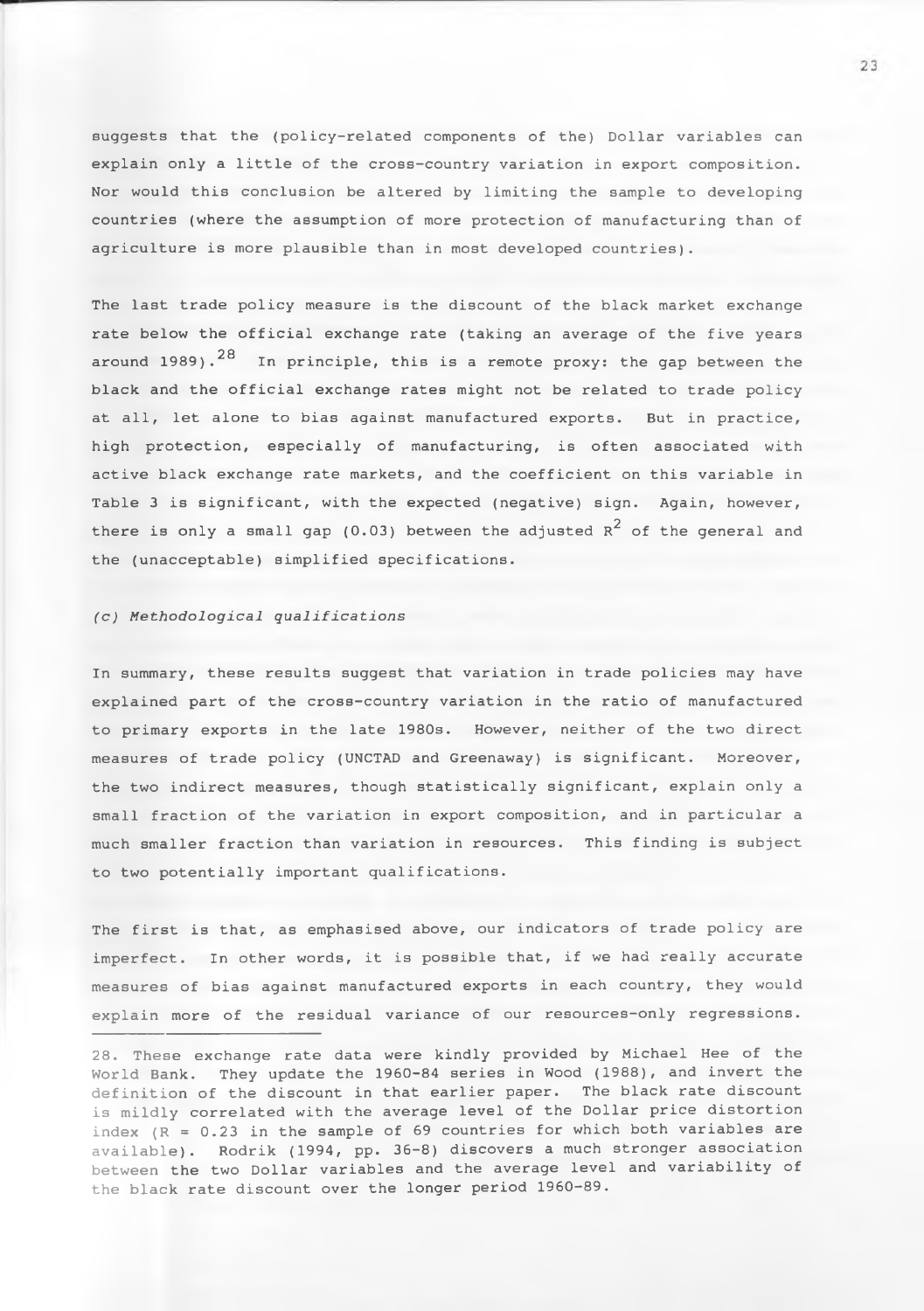suggests that the (policy-related components of the) Dollar variables can explain only a little of the cross-country variation in export composition. Nor would this conclusion be altered by limiting the sample to developing countries (where the assumption of more protection of manufacturing than of agriculture is more plausible than in most developed countries).

The last trade policy measure is the discount of the black market exchange rate below the official exchange rate (taking an average of the five years around 1989).[28] In principle, this is a remote proxy: the gap between the black and the official exchange rates might not be related to trade policy at all, let alone to bias against manufactured exports. But in practice, high protection, especially of manufacturing, is often associated with active black exchange rate markets, and the coefficient on this variable in Table 3 is significant, with the expected (negative) sign. Again, however, there is only a small gap (0.03) between the adjusted $R^2$ of the general and the (unacceptable) simplified specifications.

*(c) Methodological qualifications*

In summary, these results suggest that variation in trade policies may have explained part of the cross-country variation in the ratio of manufactured to primary exports in the late 1980s. However, neither of the two direct measures of trade policy (UNCTAD and Greenaway) is significant. Moreover, the two indirect measures, though statistically significant, explain only a small fraction of the variation in export composition, and in particular a much smaller fraction than variation in resources. This finding is subject to two potentially important qualifications.

The first is that, as emphasised above, our indicators of trade policy are imperfect. In other words, it is possible that, if we had really accurate measures of bias against manufactured exports in each country, they would explain more of the residual variance of our resources-only regressions.

28. These exchange rate data were kindly provided by Michael Hee of the World Bank. They update the 1960-84 series in Wood (1988), and invert the definition of the discount in that earlier paper. The black rate discount is mildly correlated with the average level of the Dollar price distortion index ($R = 0.23$ in the sample of 69 countries for which both variables are available). Rodrik (1994, pp. 36-8) discovers a much stronger association between the two Dollar variables and the average level and variability of the black rate discount over the longer period 1960-89.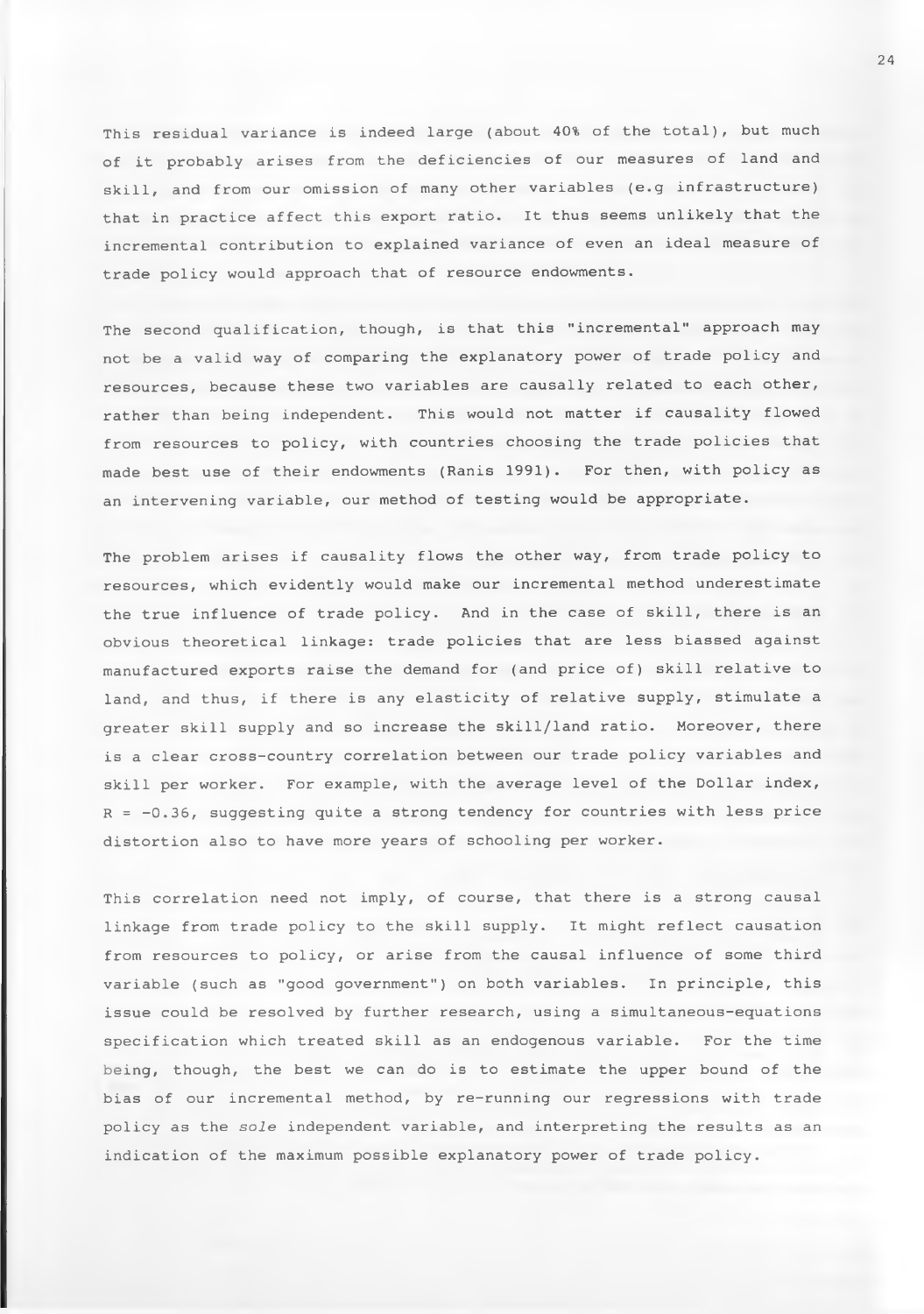This residual variance is indeed large (about 40% of the total), but much of it probably arises from the deficiencies of our measures of land and skill, and from our omission of many other variables (e.g infrastructure) that in practice affect this export ratio. It thus seems unlikely that the incremental contribution to explained variance of even an ideal measure of trade policy would approach that of resource endowments.

The second qualification, though, is that this "incremental" approach may not be a valid way of comparing the explanatory power of trade policy and resources, because these two variables are causally related to each other, rather than being independent. This would not matter if causality flowed from resources to policy, with countries choosing the trade policies that made best use of their endowments (Ranis 1991). For then, with policy as an intervening variable, our method of testing would be appropriate.

The problem arises if causality flows the other way, from trade policy to resources, which evidently would make our incremental method underestimate the true influence of trade policy. And in the case of skill, there is an obvious theoretical linkage: trade policies that are less biassed against manufactured exports raise the demand for (and price of) skill relative to land, and thus, if there is any elasticity of relative supply, stimulate a greater skill supply and so increase the skill/land ratio. Moreover, there is a clear cross-country correlation between our trade policy variables and skill per worker. For example, with the average level of the Dollar index, $R = -0.36$, suggesting quite a strong tendency for countries with less price distortion also to have more years of schooling per worker.

This correlation need not imply, of course, that there is a strong causal linkage from trade policy to the skill supply. It might reflect causation from resources to policy, or arise from the causal influence of some third variable (such as "good government") on both variables. In principle, this issue could be resolved by further research, using a simultaneous-equations specification which treated skill as an endogenous variable. For the time being, though, the best we can do is to estimate the upper bound of the bias of our incremental method, by re-running our regressions with trade policy as the *sole* independent variable, and interpreting the results as an indication of the maximum possible explanatory power of trade policy.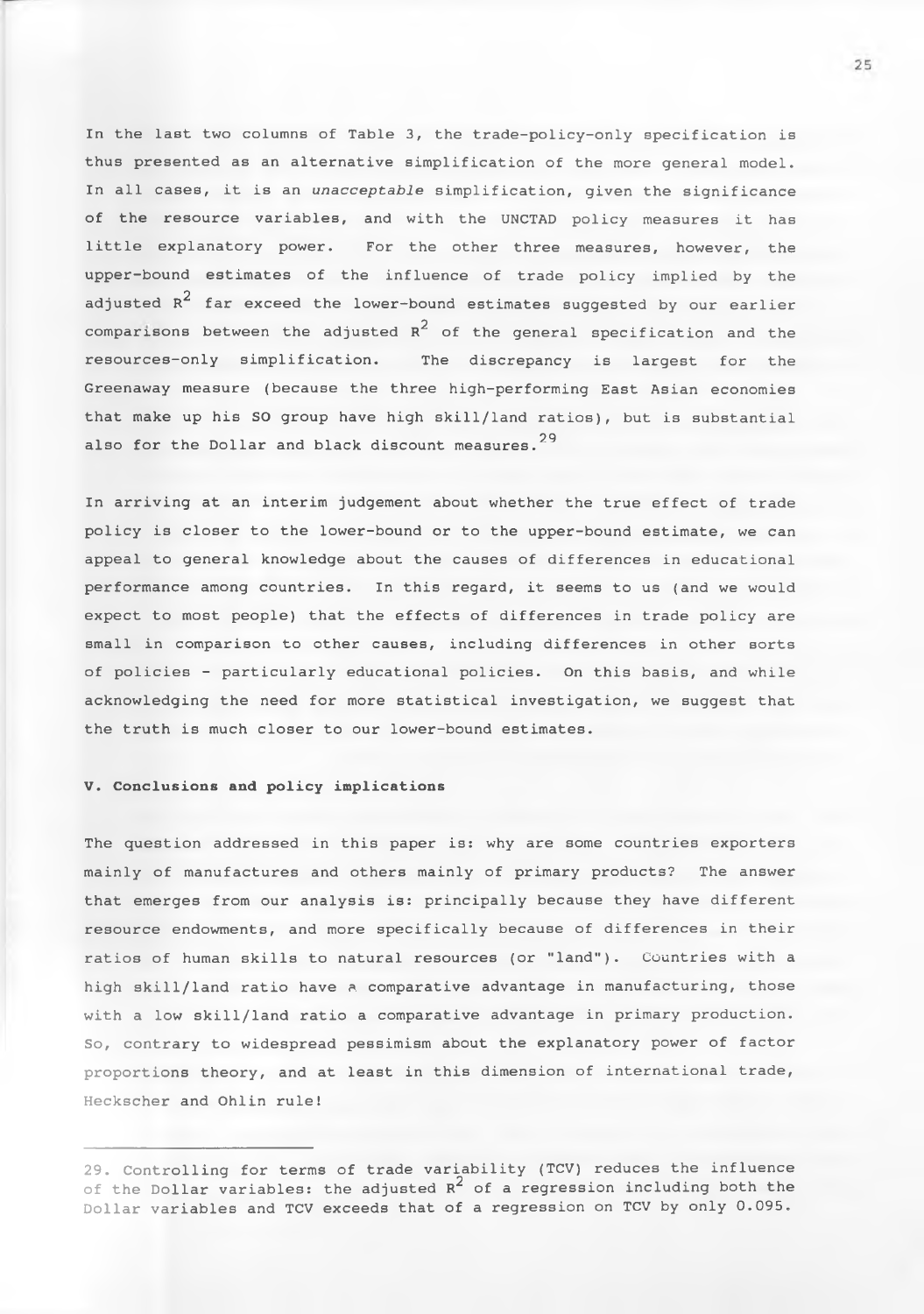In the last two columns of Table 3, the trade-policy-only specification is thus presented as an alternative simplification of the more general model. In all cases, it is an *unacceptable* simplification, given the significance of the resource variables, and with the UNCTAD policy measures it has little explanatory power. For the other three measures, however, the upper-bound estimates of the influence of trade policy implied by the adjusted $R^2$ far exceed the lower-bound estimates suggested by our earlier comparisons between the adjusted $R^2$ of the general specification and the resources-only simplification. The discrepancy is largest for the Greenaway measure (because the three high-performing East Asian economies that make up his SO group have high skill/land ratios), but is substantial also for the Dollar and black discount measures.[29]

In arriving at an interim judgement about whether the true effect of trade policy is closer to the lower-bound or to the upper-bound estimate, we can appeal to general knowledge about the causes of differences in educational performance among countries. In this regard, it seems to us (and we would expect to most people) that the effects of differences in trade policy are small in comparison to other causes, including differences in other sorts of policies - particularly educational policies. On this basis, and while acknowledging the need for more statistical investigation, we suggest that the truth is much closer to our lower-bound estimates.

## V. Conclusions and policy implications

The question addressed in this paper is: why are some countries exporters mainly of manufactures and others mainly of primary products? The answer that emerges from our analysis is: principally because they have different resource endowments, and more specifically because of differences in their ratios of human skills to natural resources (or "land"). Countries with a high skill/land ratio have a comparative advantage in manufacturing, those with a low skill/land ratio a comparative advantage in primary production. So, contrary to widespread pessimism about the explanatory power of factor proportions theory, and at least in this dimension of international trade, Heckscher and Ohlin rule!

---

29. Controlling for terms of trade variability (TCV) reduces the influence of the Dollar variables: the adjusted $R^2$ of a regression including both the Dollar variables and TCV exceeds that of a regression on TCV by only 0.095.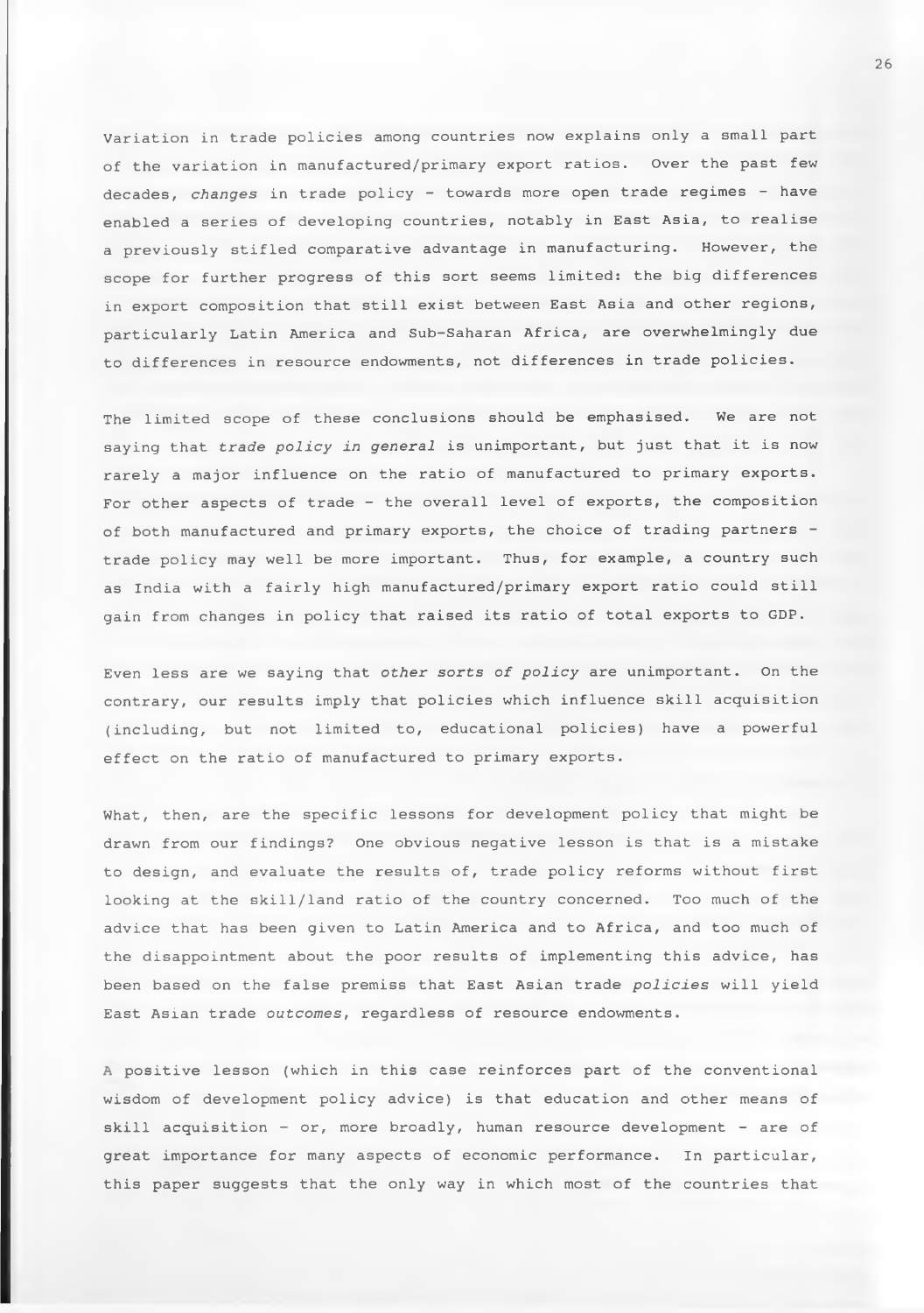Variation in trade policies among countries now explains only a small part of the variation in manufactured/primary export ratios. Over the past few decades, *changes* in trade policy - towards more open trade regimes - have enabled a series of developing countries, notably in East Asia, to realise a previously stifled comparative advantage in manufacturing. However, the scope for further progress of this sort seems limited: the big differences in export composition that still exist between East Asia and other regions, particularly Latin America and Sub-Saharan Africa, are overwhelmingly due to differences in resource endowments, not differences in trade policies.

The limited scope of these conclusions should be emphasised. We are not saying that *trade policy in general* is unimportant, but just that it is now rarely a major influence on the ratio of manufactured to primary exports. For other aspects of trade - the overall level of exports, the composition of both manufactured and primary exports, the choice of trading partners - trade policy may well be more important. Thus, for example, a country such as India with a fairly high manufactured/primary export ratio could still gain from changes in policy that raised its ratio of total exports to GDP.

Even less are we saying that *other sorts of policy* are unimportant. On the contrary, our results imply that policies which influence skill acquisition (including, but not limited to, educational policies) have a powerful effect on the ratio of manufactured to primary exports.

What, then, are the specific lessons for development policy that might be drawn from our findings? One obvious negative lesson is that is a mistake to design, and evaluate the results of, trade policy reforms without first looking at the skill/land ratio of the country concerned. Too much of the advice that has been given to Latin America and to Africa, and too much of the disappointment about the poor results of implementing this advice, has been based on the false premiss that East Asian trade *policies* will yield East Asian trade *outcomes*, regardless of resource endowments.

A positive lesson (which in this case reinforces part of the conventional wisdom of development policy advice) is that education and other means of skill acquisition - or, more broadly, human resource development - are of great importance for many aspects of economic performance. In particular, this paper suggests that the only way in which most of the countries that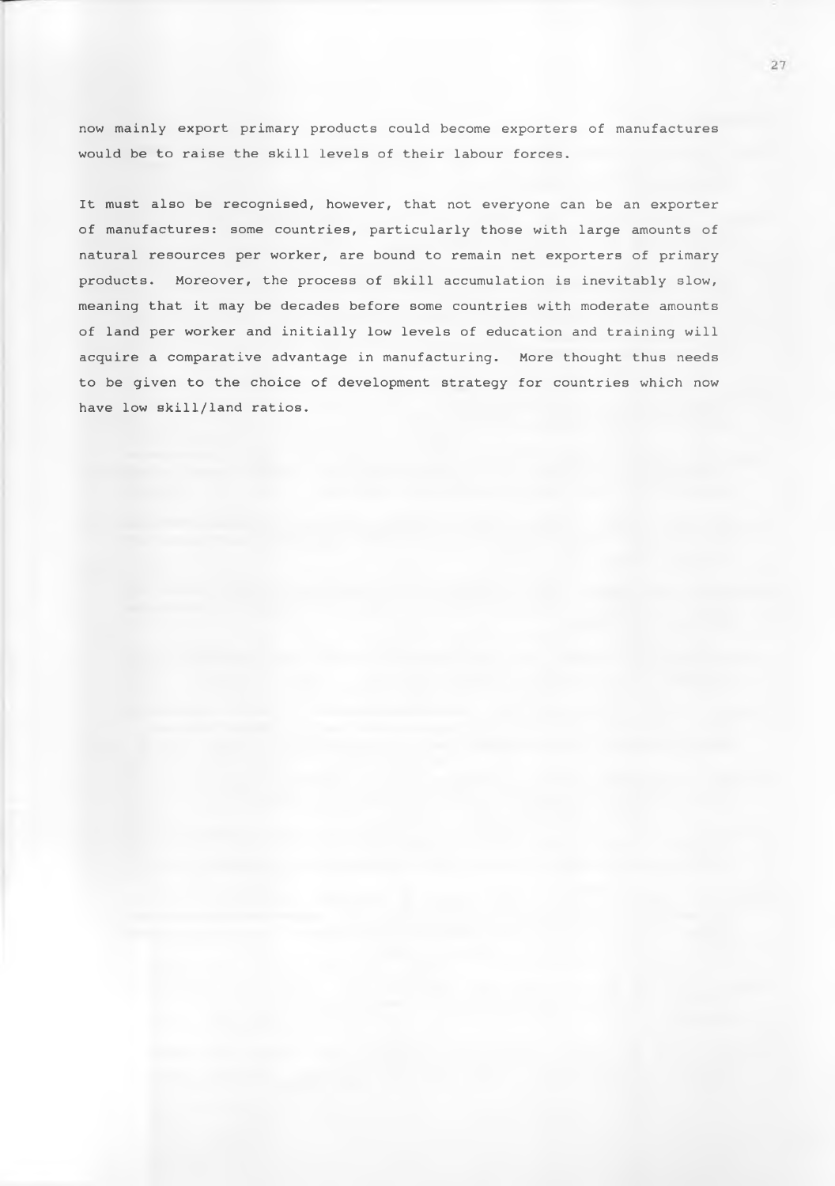now mainly export primary products could become exporters of manufactures would be to raise the skill levels of their labour forces.

It must also be recognised, however, that not everyone can be an exporter of manufactures: some countries, particularly those with large amounts of natural resources per worker, are bound to remain net exporters of primary products. Moreover, the process of skill accumulation is inevitably slow, meaning that it may be decades before some countries with moderate amounts of land per worker and initially low levels of education and training will acquire a comparative advantage in manufacturing. More thought thus needs to be given to the choice of development strategy for countries which now have low skill/land ratios.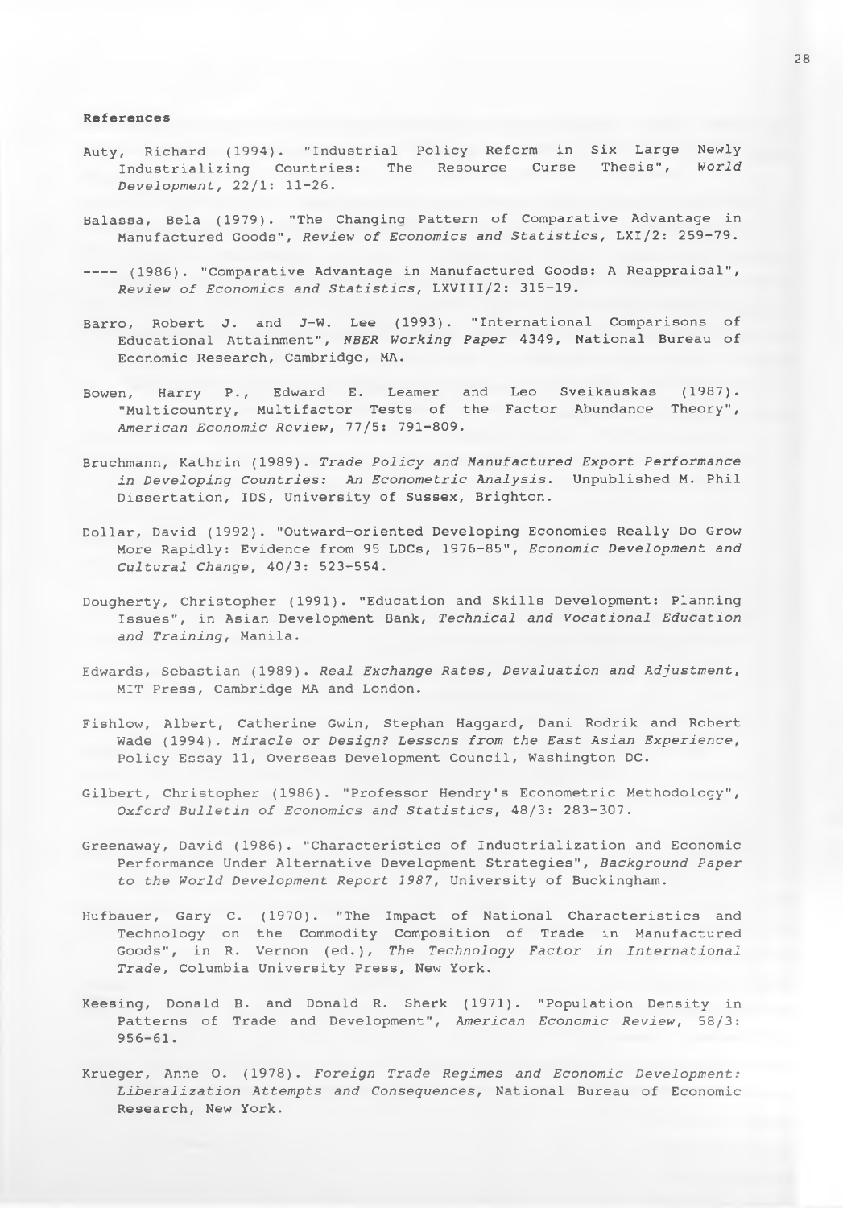**References**

Auty, Richard (1994). "Industrial Policy Reform in Six Large Newly Industrializing Countries: The Resource Curse Thesis", *World Development*, 22/1: 11-26.

Balassa, Bela (1979). "The Changing Pattern of Comparative Advantage in Manufactured Goods", *Review of Economics and Statistics*, LXI/2: 259-79.

---- (1986). "Comparative Advantage in Manufactured Goods: A Reappraisal", *Review of Economics and Statistics*, LXVIII/2: 315-19.

Barro, Robert J. and J-W. Lee (1993). "International Comparisons of Educational Attainment", *NBER Working Paper* 4349, National Bureau of Economic Research, Cambridge, MA.

Bowen, Harry P., Edward E. Leamer and Leo Sveikauskas (1987). "Multicountry, Multifactor Tests of the Factor Abundance Theory", *American Economic Review*, 77/5: 791-809.

Bruchmann, Kathrin (1989). *Trade Policy and Manufactured Export Performance in Developing Countries: An Econometric Analysis*. Unpublished M. Phil Dissertation, IDS, University of Sussex, Brighton.

Dollar, David (1992). "Outward-oriented Developing Economies Really Do Grow More Rapidly: Evidence from 95 LDCs, 1976-85", *Economic Development and Cultural Change*, 40/3: 523-554.

Dougherty, Christopher (1991). "Education and Skills Development: Planning Issues", in Asian Development Bank, *Technical and Vocational Education and Training*, Manila.

Edwards, Sebastian (1989). *Real Exchange Rates, Devaluation and Adjustment*, MIT Press, Cambridge MA and London.

Fishlow, Albert, Catherine Gwin, Stephan Haggard, Dani Rodrik and Robert Wade (1994). *Miracle or Design? Lessons from the East Asian Experience*, Policy Essay 11, Overseas Development Council, Washington DC.

Gilbert, Christopher (1986). "Professor Hendry's Econometric Methodology", *Oxford Bulletin of Economics and Statistics*, 48/3: 283-307.

Greenaway, David (1986). "Characteristics of Industrialization and Economic Performance Under Alternative Development Strategies", *Background Paper to the World Development Report 1987*, University of Buckingham.

Hufbauer, Gary C. (1970). "The Impact of National Characteristics and Technology on the Commodity Composition of Trade in Manufactured Goods", in R. Vernon (ed.), *The Technology Factor in International Trade*, Columbia University Press, New York.

Keesing, Donald B. and Donald R. Sherk (1971). "Population Density in Patterns of Trade and Development", *American Economic Review*, 58/3: 956-61.

Krueger, Anne O. (1978). *Foreign Trade Regimes and Economic Development: Liberalization Attempts and Consequences*, National Bureau of Economic Research, New York.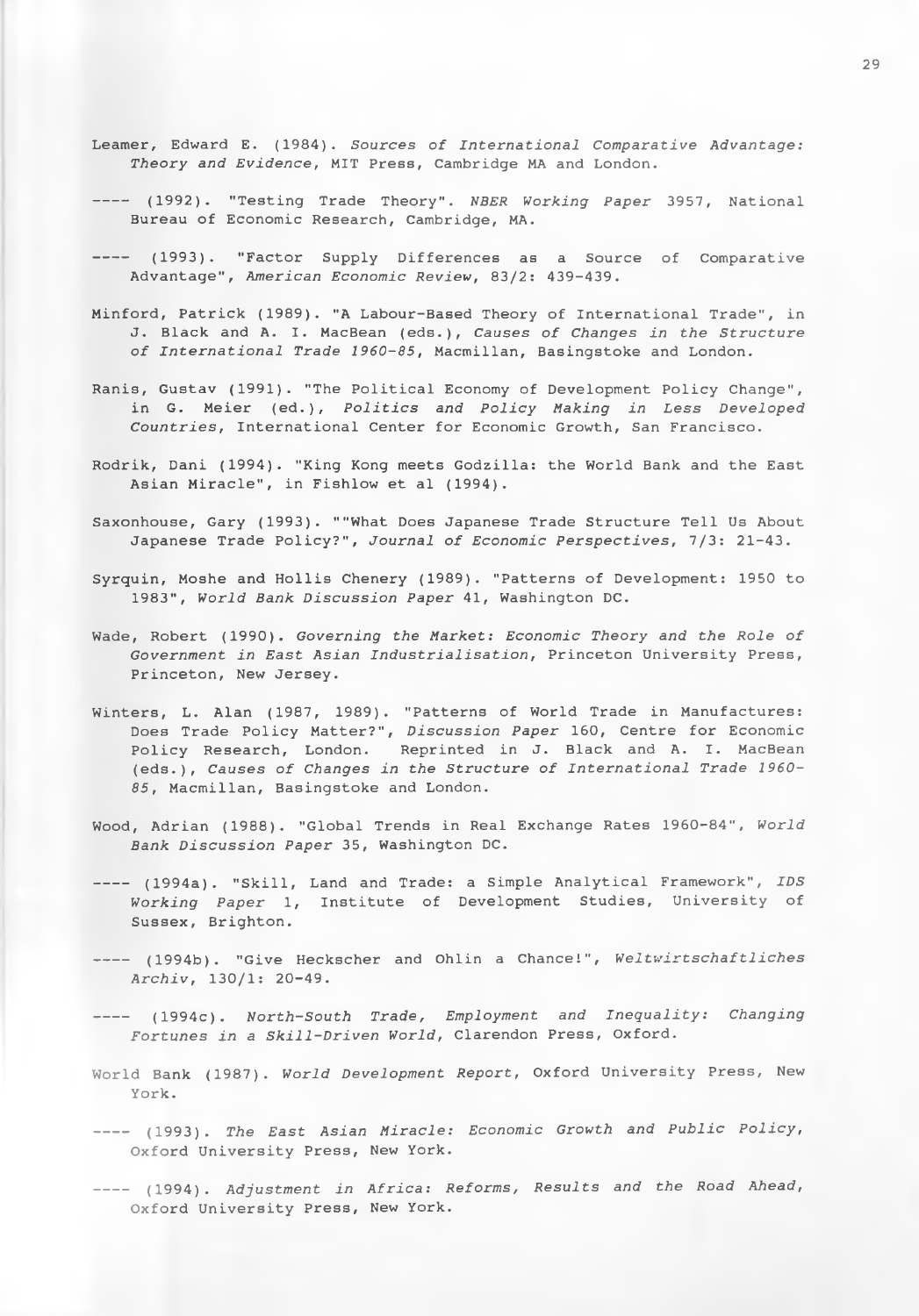Leamer, Edward E. (1984). *Sources of International Comparative Advantage: Theory and Evidence*, MIT Press, Cambridge MA and London.

---- (1992). "Testing Trade Theory". *NBER Working Paper* 3957, National Bureau of Economic Research, Cambridge, MA.

---- (1993). "Factor Supply Differences as a Source of Comparative Advantage", *American Economic Review*, 83/2: 439-439.

Minford, Patrick (1989). "A Labour-Based Theory of International Trade", in J. Black and A. I. MacBean (eds.), *Causes of Changes in the Structure of International Trade 1960-85*, Macmillan, Basingstoke and London.

Ranis, Gustav (1991). "The Political Economy of Development Policy Change", in G. Meier (ed.), *Politics and Policy Making in Less Developed Countries*, International Center for Economic Growth, San Francisco.

Rodrik, Dani (1994). "King Kong meets Godzilla: the World Bank and the East Asian Miracle", in Fishlow et al (1994).

Saxonhouse, Gary (1993). ""What Does Japanese Trade Structure Tell Us About Japanese Trade Policy?", *Journal of Economic Perspectives*, 7/3: 21-43.

Syrquin, Moshe and Hollis Chenery (1989). "Patterns of Development: 1950 to 1983", *World Bank Discussion Paper* 41, Washington DC.

Wade, Robert (1990). *Governing the Market: Economic Theory and the Role of Government in East Asian Industrialisation*, Princeton University Press, Princeton, New Jersey.

Winters, L. Alan (1987, 1989). "Patterns of World Trade in Manufactures: Does Trade Policy Matter?", *Discussion Paper* 160, Centre for Economic Policy Research, London. Reprinted in J. Black and A. I. MacBean (eds.), *Causes of Changes in the Structure of International Trade 1960-85*, Macmillan, Basingstoke and London.

Wood, Adrian (1988). "Global Trends in Real Exchange Rates 1960-84", *World Bank Discussion Paper* 35, Washington DC.

---- (1994a). "Skill, Land and Trade: a Simple Analytical Framework", *IDS Working Paper* 1, Institute of Development Studies, University of Sussex, Brighton.

---- (1994b). "Give Heckscher and Ohlin a Chance!", *Weltwirtschaftliches Archiv*, 130/1: 20-49.

---- (1994c). *North-South Trade, Employment and Inequality: Changing Fortunes in a Skill-Driven World*, Clarendon Press, Oxford.

World Bank (1987). *World Development Report*, Oxford University Press, New York.

---- (1993). *The East Asian Miracle: Economic Growth and Public Policy*, Oxford University Press, New York.

---- (1994). *Adjustment in Africa: Reforms, Results and the Road Ahead*, Oxford University Press, New York.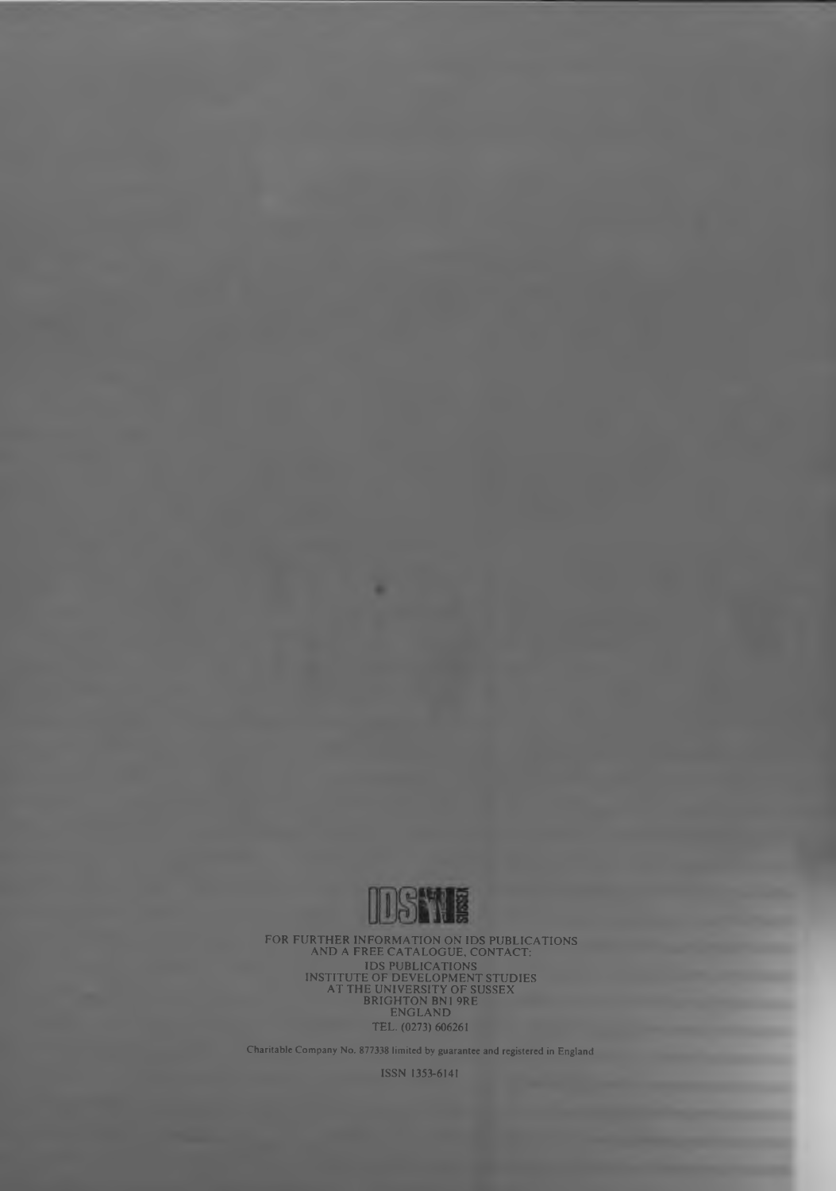FOR FURTHER INFORMATION ON IDS PUBLICATIONS
AND A FREE CATALOGUE, CONTACT:
IDS PUBLICATIONS
INSTITUTE OF DEVELOPMENT STUDIES
AT THE UNIVERSITY OF SUSSEX
BRIGHTON BN1 9RE
ENGLAND
TEL. (0273) 606261

Charitable Company No. 877338 limited by guarantee and registered in England

ISSN 1353-6141